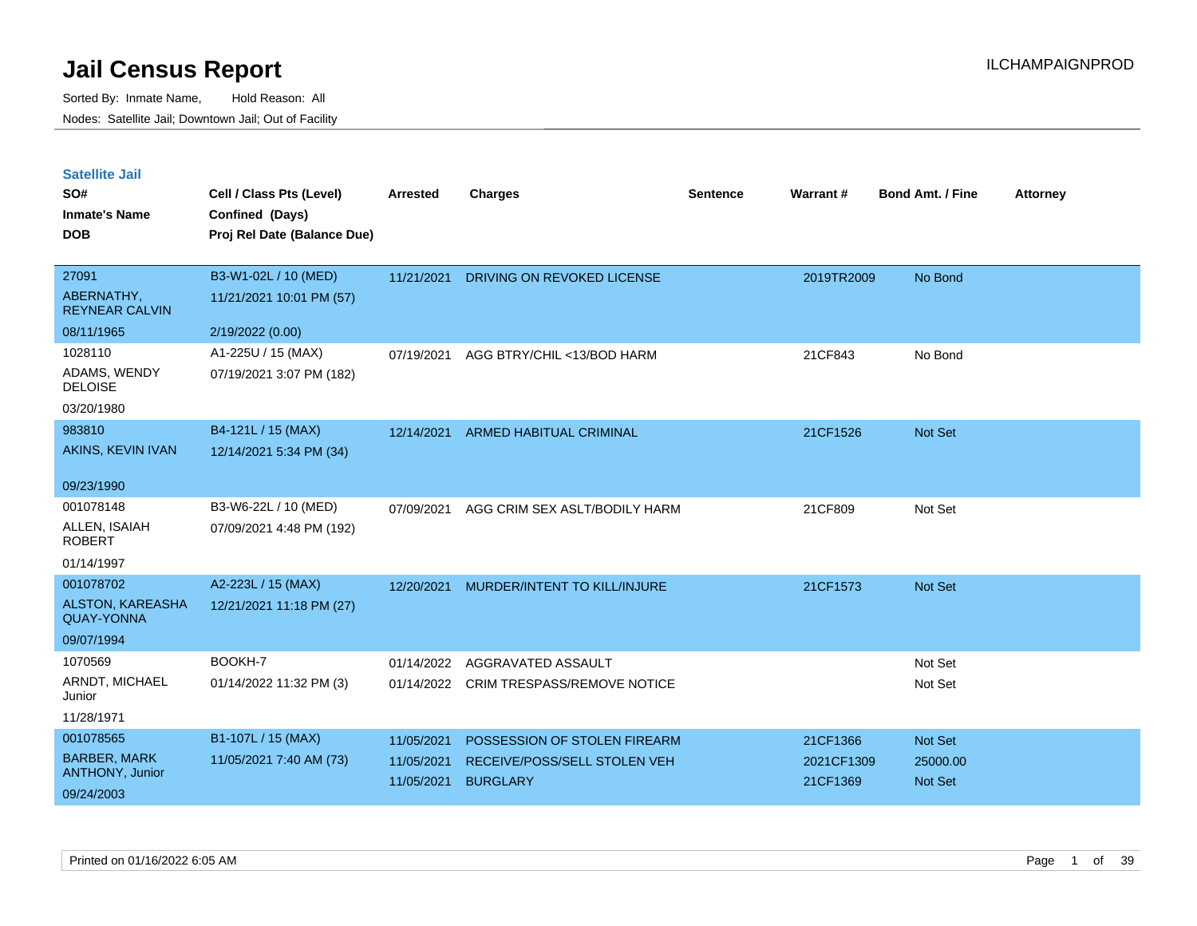# Jail Census Report

ILCHAMPAIGNPROD

Sorted By: Inmate Name, Hold Reason: All

Nodes: Satellite Jail; Downtown Jail; Out of Facility

## Satellite Jail

| SO# / Inmate's Name / DOB | Cell / Class Pts (Level) / Confined (Days) / Proj Rel Date (Balance Due) | Arrested | Charges | Sentence | Warrant # | Bond Amt. / Fine | Attorney |
|---|---|---|---|---|---|---|---|
| 27091<br>ABERNATHY, REYNEAR CALVIN<br>08/11/1965 | B3-W1-02L / 10 (MED)<br>11/21/2021 10:01 PM (57)<br>2/19/2022 (0.00) | 11/21/2021 | DRIVING ON REVOKED LICENSE | | 2019TR2009 | No Bond | |
| 1028110<br>ADAMS, WENDY DELOISE<br>03/20/1980 | A1-225U / 15 (MAX)<br>07/19/2021 3:07 PM (182) | 07/19/2021 | AGG BTRY/CHIL <13/BOD HARM | | 21CF843 | No Bond | |
| 983810<br>AKINS, KEVIN IVAN<br>09/23/1990 | B4-121L / 15 (MAX)<br>12/14/2021 5:34 PM (34) | 12/14/2021 | ARMED HABITUAL CRIMINAL | | 21CF1526 | Not Set | |
| 001078148<br>ALLEN, ISAIAH ROBERT<br>01/14/1997 | B3-W6-22L / 10 (MED)<br>07/09/2021 4:48 PM (192) | 07/09/2021 | AGG CRIM SEX ASLT/BODILY HARM | | 21CF809 | Not Set | |
| 001078702<br>ALSTON, KAREASHA QUAY-YONNA<br>09/07/1994 | A2-223L / 15 (MAX)<br>12/21/2021 11:18 PM (27) | 12/20/2021 | MURDER/INTENT TO KILL/INJURE | | 21CF1573 | Not Set | |
| 1070569<br>ARNDT, MICHAEL Junior<br>11/28/1971 | BOOKH-7<br>01/14/2022 11:32 PM (3) | 01/14/2022<br>01/14/2022 | AGGRAVATED ASSAULT<br>CRIM TRESPASS/REMOVE NOTICE | | | Not Set<br>Not Set | |
| 001078565<br>BARBER, MARK ANTHONY, Junior<br>09/24/2003 | B1-107L / 15 (MAX)<br>11/05/2021 7:40 AM (73) | 11/05/2021<br>11/05/2021<br>11/05/2021 | POSSESSION OF STOLEN FIREARM<br>RECEIVE/POSS/SELL STOLEN VEH<br>BURGLARY | | 21CF1366<br>2021CF1309<br>21CF1369 | Not Set<br>25000.00<br>Not Set | |

Printed on 01/16/2022 6:05 AM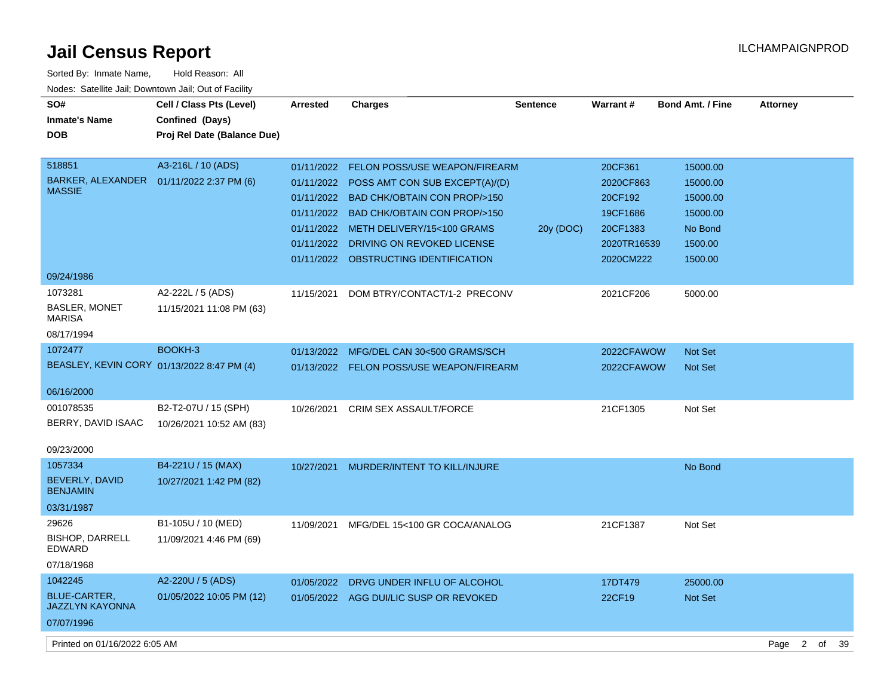# Jail Census Report

ILCHAMPAIGNPROD

Sorted By: Inmate Name, Hold Reason: All

Nodes: Satellite Jail; Downtown Jail; Out of Facility

| SO# / Inmate's Name / DOB | Cell / Class Pts (Level) / Confined (Days) / Proj Rel Date (Balance Due) | Arrested | Charges | Sentence | Warrant # | Bond Amt. / Fine | Attorney |
|---|---|---|---|---|---|---|---|
| 518851 BARKER, ALEXANDER MASSIE 09/24/1986 | A3-216L / 10 (ADS) 01/11/2022 2:37 PM (6) | 01/11/2022 | FELON POSS/USE WEAPON/FIREARM | | 20CF361 | 15000.00 | |
| | | 01/11/2022 | POSS AMT CON SUB EXCEPT(A)/(D) | | 2020CF863 | 15000.00 | |
| | | 01/11/2022 | BAD CHK/OBTAIN CON PROP/>150 | | 20CF192 | 15000.00 | |
| | | 01/11/2022 | BAD CHK/OBTAIN CON PROP/>150 | | 19CF1686 | 15000.00 | |
| | | 01/11/2022 | METH DELIVERY/15<100 GRAMS | 20y (DOC) | 20CF1383 | No Bond | |
| | | 01/11/2022 | DRIVING ON REVOKED LICENSE | | 2020TR16539 | 1500.00 | |
| | | 01/11/2022 | OBSTRUCTING IDENTIFICATION | | 2020CM222 | 1500.00 | |
| 1073281 BASLER, MONET MARISA 08/17/1994 | A2-222L / 5 (ADS) 11/15/2021 11:08 PM (63) | 11/15/2021 | DOM BTRY/CONTACT/1-2 PRECONV | | 2021CF206 | 5000.00 | |
| 1072477 BEASLEY, KEVIN CORY 06/16/2000 | BOOKH-3 01/13/2022 8:47 PM (4) | 01/13/2022 | MFG/DEL CAN 30<500 GRAMS/SCH | | 2022CFAWOW | Not Set | |
| | | 01/13/2022 | FELON POSS/USE WEAPON/FIREARM | | 2022CFAWOW | Not Set | |
| 001078535 BERRY, DAVID ISAAC 09/23/2000 | B2-T2-07U / 15 (SPH) 10/26/2021 10:52 AM (83) | 10/26/2021 | CRIM SEX ASSAULT/FORCE | | 21CF1305 | Not Set | |
| 1057334 BEVERLY, DAVID BENJAMIN 03/31/1987 | B4-221U / 15 (MAX) 10/27/2021 1:42 PM (82) | 10/27/2021 | MURDER/INTENT TO KILL/INJURE | | | No Bond | |
| 29626 BISHOP, DARRELL EDWARD 07/18/1968 | B1-105U / 10 (MED) 11/09/2021 4:46 PM (69) | 11/09/2021 | MFG/DEL 15<100 GR COCA/ANALOG | | 21CF1387 | Not Set | |
| 1042245 BLUE-CARTER, JAZZLYN KAYONNA 07/07/1996 | A2-220U / 5 (ADS) 01/05/2022 10:05 PM (12) | 01/05/2022 | DRVG UNDER INFLU OF ALCOHOL | | 17DT479 | 25000.00 | |
| | | 01/05/2022 | AGG DUI/LIC SUSP OR REVOKED | | 22CF19 | Not Set | |

Printed on 01/16/2022 6:05 AM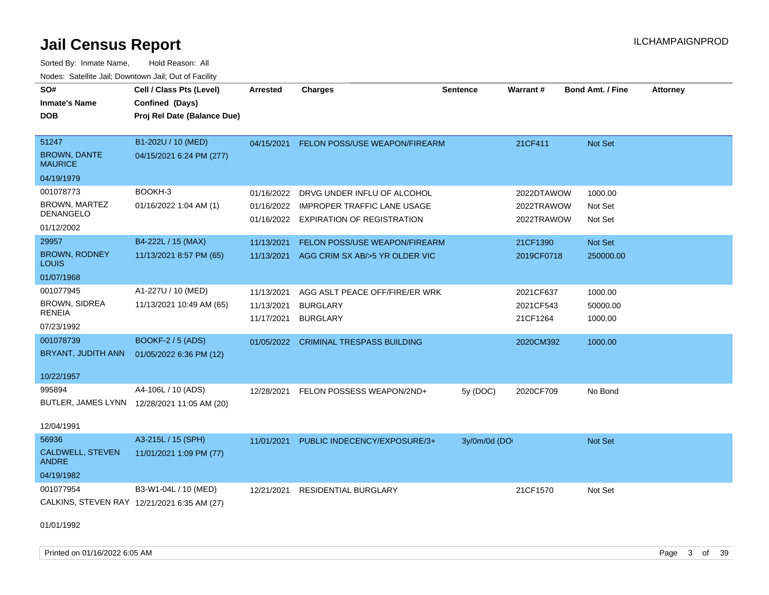# Jail Census Report

ILCHAMPAIGNPROD

Sorted By: Inmate Name, Hold Reason: All

Nodes: Satellite Jail; Downtown Jail; Out of Facility

| SO# / Inmate's Name / DOB | Cell / Class Pts (Level) / Confined (Days) / Proj Rel Date (Balance Due) | Arrested | Charges | Sentence | Warrant # | Bond Amt. / Fine | Attorney |
|---|---|---|---|---|---|---|---|
| 51247<br>BROWN, DANTE MAURICE<br>04/19/1979 | B1-202U / 10 (MED)<br>04/15/2021 6:24 PM (277) | 04/15/2021 | FELON POSS/USE WEAPON/FIREARM | | 21CF411 | Not Set | |
| 001078773<br>BROWN, MARTEZ DENANGELO<br>01/12/2002 | BOOKH-3<br>01/16/2022 1:04 AM (1) | 01/16/2022<br>01/16/2022<br>01/16/2022 | DRVG UNDER INFLU OF ALCOHOL<br>IMPROPER TRAFFIC LANE USAGE<br>EXPIRATION OF REGISTRATION | | 2022DTAWOW<br>2022TRAWOW<br>2022TRAWOW | 1000.00<br>Not Set<br>Not Set | |
| 29957<br>BROWN, RODNEY LOUIS<br>01/07/1968 | B4-222L / 15 (MAX)<br>11/13/2021 8:57 PM (65) | 11/13/2021<br>11/13/2021 | FELON POSS/USE WEAPON/FIREARM<br>AGG CRIM SX AB/>5 YR OLDER VIC | | 21CF1390<br>2019CF0718 | Not Set<br>250000.00 | |
| 001077945<br>BROWN, SIDREA RENEIA<br>07/23/1992 | A1-227U / 10 (MED)<br>11/13/2021 10:49 AM (65) | 11/13/2021<br>11/13/2021<br>11/17/2021 | AGG ASLT PEACE OFF/FIRE/ER WRK<br>BURGLARY<br>BURGLARY | | 2021CF637<br>2021CF543<br>21CF1264 | 1000.00<br>50000.00<br>1000.00 | |
| 001078739<br>BRYANT, JUDITH ANN<br>10/22/1957 | BOOKF-2 / 5 (ADS)<br>01/05/2022 6:36 PM (12) | 01/05/2022 | CRIMINAL TRESPASS BUILDING | | 2020CM392 | 1000.00 | |
| 995894<br>BUTLER, JAMES LYNN<br>12/04/1991 | A4-106L / 10 (ADS)<br>12/28/2021 11:05 AM (20) | 12/28/2021 | FELON POSSESS WEAPON/2ND+ | 5y (DOC) | 2020CF709 | No Bond | |
| 56936<br>CALDWELL, STEVEN ANDRE<br>04/19/1982 | A3-215L / 15 (SPH)<br>11/01/2021 1:09 PM (77) | 11/01/2021 | PUBLIC INDECENCY/EXPOSURE/3+ | 3y/0m/0d (DO | | Not Set | |
| 001077954<br>CALKINS, STEVEN RAY<br>01/01/1992 | B3-W1-04L / 10 (MED)<br>12/21/2021 6:35 AM (27) | 12/21/2021 | RESIDENTIAL BURGLARY | | 21CF1570 | Not Set | |

Printed on 01/16/2022 6:05 AM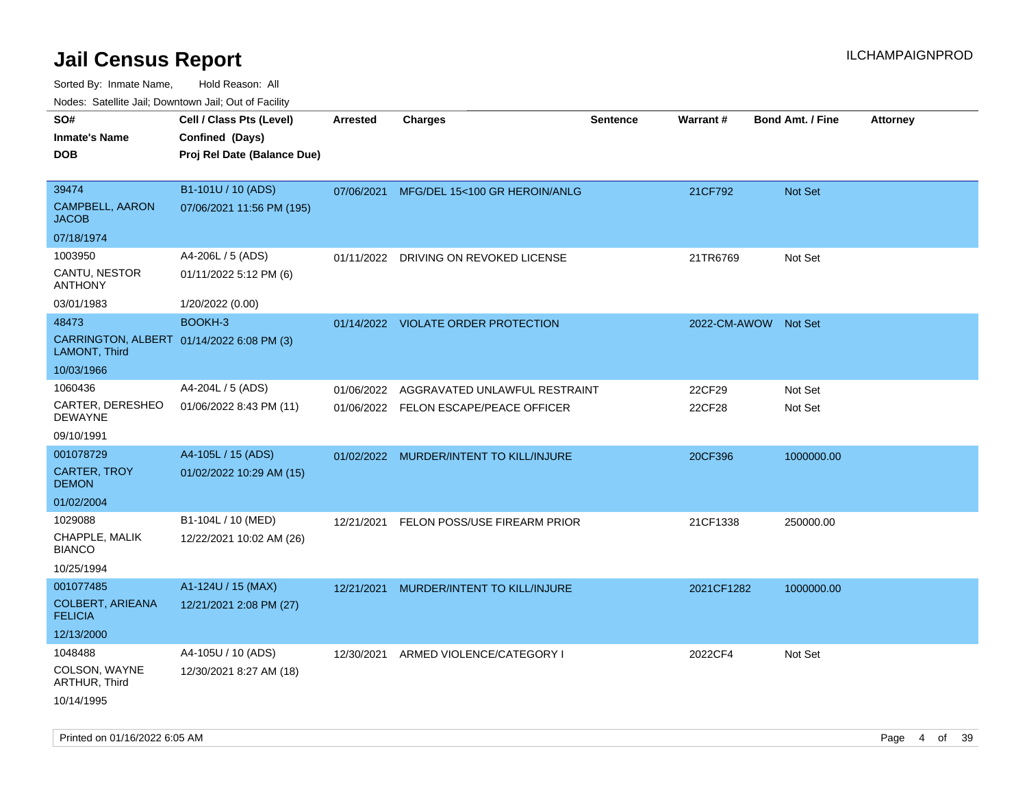# Jail Census Report

ILCHAMPAIGNPROD

Sorted By: Inmate Name, Hold Reason: All

Nodes: Satellite Jail; Downtown Jail; Out of Facility

| SO# / Inmate's Name / DOB | Cell / Class Pts (Level) / Confined (Days) / Proj Rel Date (Balance Due) | Arrested | Charges | Sentence | Warrant # | Bond Amt. / Fine | Attorney |
|---|---|---|---|---|---|---|---|
| 39474<br>CAMPBELL, AARON JACOB<br>07/18/1974 | B1-101U / 10 (ADS)<br>07/06/2021 11:56 PM (195) | 07/06/2021 | MFG/DEL 15<100 GR HEROIN/ANLG | | 21CF792 | Not Set | |
| 1003950<br>CANTU, NESTOR ANTHONY<br>03/01/1983 | A4-206L / 5 (ADS)<br>01/11/2022 5:12 PM (6)<br>1/20/2022 (0.00) | 01/11/2022 | DRIVING ON REVOKED LICENSE | | 21TR6769 | Not Set | |
| 48473<br>CARRINGTON, ALBERT LAMONT, Third<br>10/03/1966 | BOOKH-3<br>01/14/2022 6:08 PM (3) | 01/14/2022 | VIOLATE ORDER PROTECTION | | 2022-CM-AWOW | Not Set | |
| 1060436<br>CARTER, DERESHEO DEWAYNE<br>09/10/1991 | A4-204L / 5 (ADS)<br>01/06/2022 8:43 PM (11) | 01/06/2022<br>01/06/2022 | AGGRAVATED UNLAWFUL RESTRAINT<br>FELON ESCAPE/PEACE OFFICER | | 22CF29<br>22CF28 | Not Set<br>Not Set | |
| 001078729<br>CARTER, TROY DEMON<br>01/02/2004 | A4-105L / 15 (ADS)<br>01/02/2022 10:29 AM (15) | 01/02/2022 | MURDER/INTENT TO KILL/INJURE | | 20CF396 | 1000000.00 | |
| 1029088<br>CHAPPLE, MALIK BIANCO<br>10/25/1994 | B1-104L / 10 (MED)<br>12/22/2021 10:02 AM (26) | 12/21/2021 | FELON POSS/USE FIREARM PRIOR | | 21CF1338 | 250000.00 | |
| 001077485<br>COLBERT, ARIEANA FELICIA<br>12/13/2000 | A1-124U / 15 (MAX)<br>12/21/2021 2:08 PM (27) | 12/21/2021 | MURDER/INTENT TO KILL/INJURE | | 2021CF1282 | 1000000.00 | |
| 1048488<br>COLSON, WAYNE ARTHUR, Third<br>10/14/1995 | A4-105U / 10 (ADS)<br>12/30/2021 8:27 AM (18) | 12/30/2021 | ARMED VIOLENCE/CATEGORY I | | 2022CF4 | Not Set | |

Printed on 01/16/2022 6:05 AM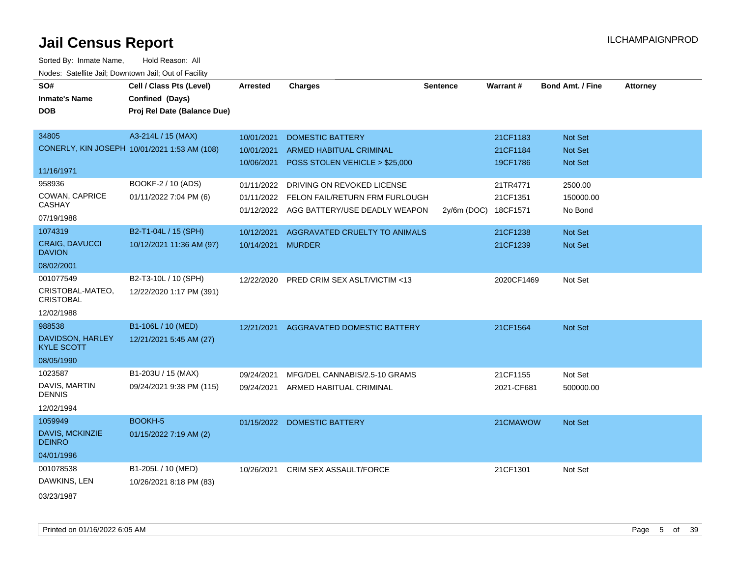# Jail Census Report

ILCHAMPAIGNPROD

Sorted By: Inmate Name, Hold Reason: All

Nodes: Satellite Jail; Downtown Jail; Out of Facility

| SO# / Inmate's Name / DOB | Cell / Class Pts (Level) / Confined (Days) / Proj Rel Date (Balance Due) | Arrested | Charges | Sentence | Warrant # | Bond Amt. / Fine | Attorney |
|---|---|---|---|---|---|---|---|
| 34805<br>CONERLY, KIN JOSEPH<br>11/16/1971 | A3-214L / 15 (MAX)<br>10/01/2021 1:53 AM (108) | 10/01/2021 | DOMESTIC BATTERY | | 21CF1183 | Not Set | |
| | | 10/01/2021 | ARMED HABITUAL CRIMINAL | | 21CF1184 | Not Set | |
| | | 10/06/2021 | POSS STOLEN VEHICLE > $25,000 | | 19CF1786 | Not Set | |
| 958936<br>COWAN, CAPRICE CASHAY<br>07/19/1988 | BOOKF-2 / 10 (ADS)<br>01/11/2022 7:04 PM (6) | 01/11/2022 | DRIVING ON REVOKED LICENSE | | 21TR4771 | 2500.00 | |
| | | 01/11/2022 | FELON FAIL/RETURN FRM FURLOUGH | | 21CF1351 | 150000.00 | |
| | | 01/12/2022 | AGG BATTERY/USE DEADLY WEAPON | 2y/6m (DOC) | 18CF1571 | No Bond | |
| 1074319<br>CRAIG, DAVUCCI DAVION<br>08/02/2001 | B2-T1-04L / 15 (SPH)<br>10/12/2021 11:36 AM (97) | 10/12/2021 | AGGRAVATED CRUELTY TO ANIMALS | | 21CF1238 | Not Set | |
| | | 10/14/2021 | MURDER | | 21CF1239 | Not Set | |
| 001077549<br>CRISTOBAL-MATEO, CRISTOBAL<br>12/02/1988 | B2-T3-10L / 10 (SPH)<br>12/22/2020 1:17 PM (391) | 12/22/2020 | PRED CRIM SEX ASLT/VICTIM <13 | | 2020CF1469 | Not Set | |
| 988538<br>DAVIDSON, HARLEY KYLE SCOTT<br>08/05/1990 | B1-106L / 10 (MED)<br>12/21/2021 5:45 AM (27) | 12/21/2021 | AGGRAVATED DOMESTIC BATTERY | | 21CF1564 | Not Set | |
| 1023587<br>DAVIS, MARTIN DENNIS<br>12/02/1994 | B1-203U / 15 (MAX)<br>09/24/2021 9:38 PM (115) | 09/24/2021 | MFG/DEL CANNABIS/2.5-10 GRAMS | | 21CF1155 | Not Set | |
| | | 09/24/2021 | ARMED HABITUAL CRIMINAL | | 2021-CF681 | 500000.00 | |
| 1059949<br>DAVIS, MCKINZIE DEINRO<br>04/01/1996 | BOOKH-5<br>01/15/2022 7:19 AM (2) | 01/15/2022 | DOMESTIC BATTERY | | 21CMAWOW | Not Set | |
| 001078538<br>DAWKINS, LEN<br>03/23/1987 | B1-205L / 10 (MED)<br>10/26/2021 8:18 PM (83) | 10/26/2021 | CRIM SEX ASSAULT/FORCE | | 21CF1301 | Not Set | |

Printed on 01/16/2022 6:05 AM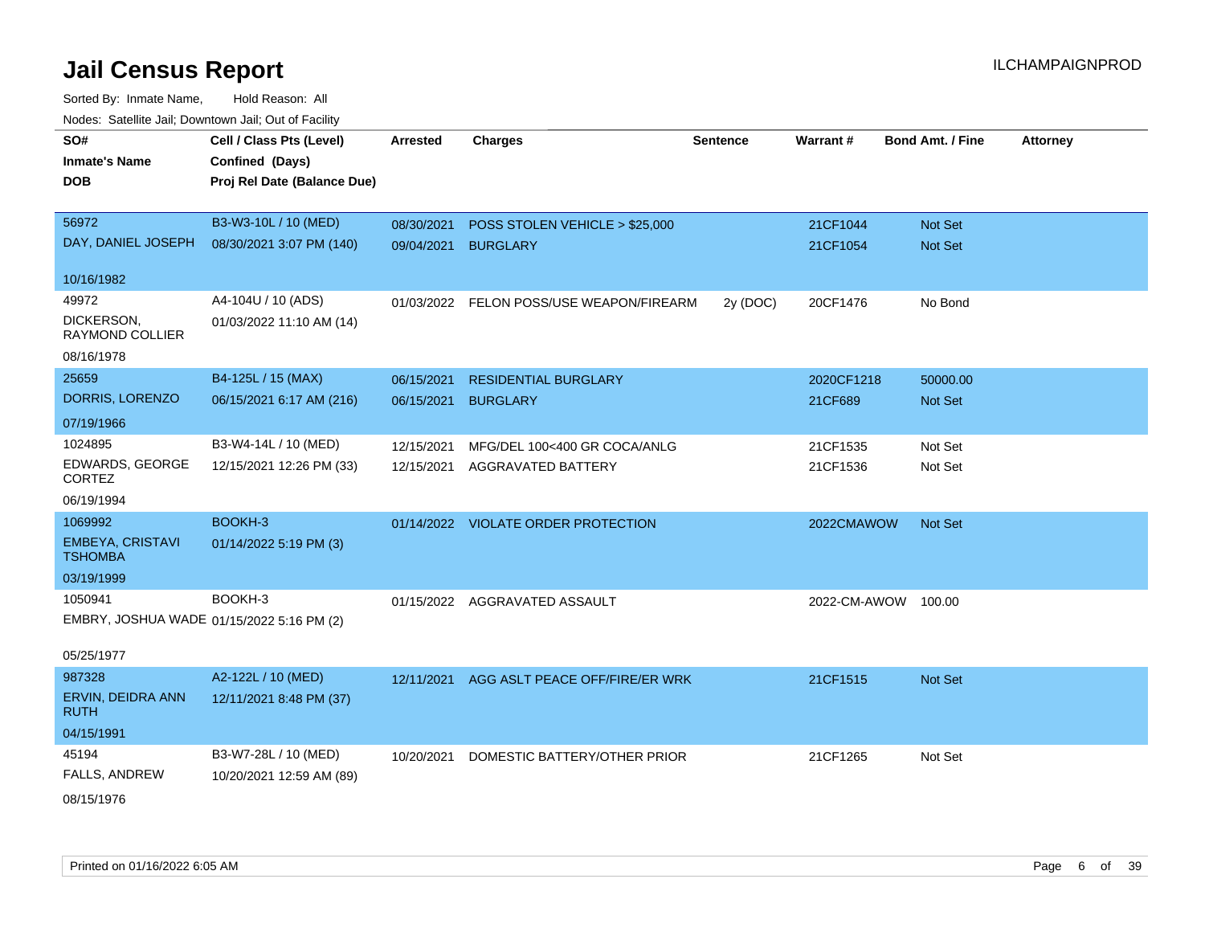# Jail Census Report

Sorted By: Inmate Name, Hold Reason: All

Nodes: Satellite Jail; Downtown Jail; Out of Facility

| SO# / Inmate's Name / DOB | Cell / Class Pts (Level) / Confined (Days) / Proj Rel Date (Balance Due) | Arrested | Charges | Sentence | Warrant # | Bond Amt. / Fine | Attorney |
|---|---|---|---|---|---|---|---|
| 56972<br>DAY, DANIEL JOSEPH<br>10/16/1982 | B3-W3-10L / 10 (MED)<br>08/30/2021 3:07 PM (140) | 08/30/2021<br>09/04/2021 | POSS STOLEN VEHICLE > $25,000<br>BURGLARY | | 21CF1044<br>21CF1054 | Not Set<br>Not Set | |
| 49972<br>DICKERSON, RAYMOND COLLIER<br>08/16/1978 | A4-104U / 10 (ADS)<br>01/03/2022 11:10 AM (14) | 01/03/2022 | FELON POSS/USE WEAPON/FIREARM | 2y (DOC) | 20CF1476 | No Bond | |
| 25659<br>DORRIS, LORENZO<br>07/19/1966 | B4-125L / 15 (MAX)<br>06/15/2021 6:17 AM (216) | 06/15/2021<br>06/15/2021 | RESIDENTIAL BURGLARY<br>BURGLARY | | 2020CF1218<br>21CF689 | 50000.00<br>Not Set | |
| 1024895<br>EDWARDS, GEORGE CORTEZ<br>06/19/1994 | B3-W4-14L / 10 (MED)<br>12/15/2021 12:26 PM (33) | 12/15/2021<br>12/15/2021 | MFG/DEL 100<400 GR COCA/ANLG<br>AGGRAVATED BATTERY | | 21CF1535<br>21CF1536 | Not Set<br>Not Set | |
| 1069992<br>EMBEYA, CRISTAVI TSHOMBA<br>03/19/1999 | BOOKH-3<br>01/14/2022 5:19 PM (3) | 01/14/2022 | VIOLATE ORDER PROTECTION | | 2022CMAWOW | Not Set | |
| 1050941<br>EMBRY, JOSHUA WADE<br>05/25/1977 | BOOKH-3<br>01/15/2022 5:16 PM (2) | 01/15/2022 | AGGRAVATED ASSAULT | | 2022-CM-AWOW | 100.00 | |
| 987328<br>ERVIN, DEIDRA ANN RUTH<br>04/15/1991 | A2-122L / 10 (MED)<br>12/11/2021 8:48 PM (37) | 12/11/2021 | AGG ASLT PEACE OFF/FIRE/ER WRK | | 21CF1515 | Not Set | |
| 45194<br>FALLS, ANDREW<br>08/15/1976 | B3-W7-28L / 10 (MED)<br>10/20/2021 12:59 AM (89) | 10/20/2021 | DOMESTIC BATTERY/OTHER PRIOR | | 21CF1265 | Not Set | |

Printed on 01/16/2022 6:05 AM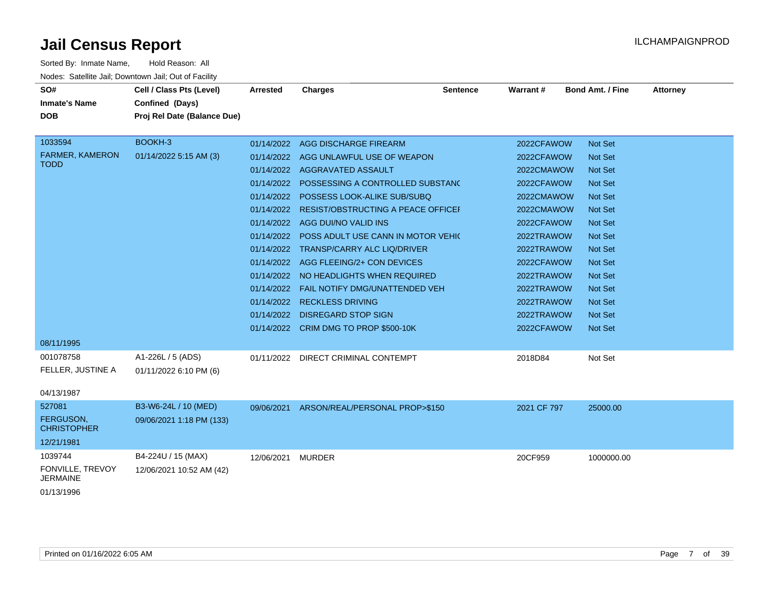# Jail Census Report

ILCHAMPAIGNPROD

Sorted By: Inmate Name, Hold Reason: All

Nodes: Satellite Jail; Downtown Jail; Out of Facility

| SO# / Inmate's Name / DOB | Cell / Class Pts (Level) / Confined (Days) / Proj Rel Date (Balance Due) | Arrested | Charges | Sentence | Warrant # | Bond Amt. / Fine | Attorney |
|---|---|---|---|---|---|---|---|
| 1033594 | BOOKH-3 | 01/14/2022 | AGG DISCHARGE FIREARM | | 2022CFAWOW | Not Set | |
| FARMER, KAMERON TODD | 01/14/2022 5:15 AM (3) | 01/14/2022 | AGG UNLAWFUL USE OF WEAPON | | 2022CFAWOW | Not Set | |
| | | 01/14/2022 | AGGRAVATED ASSAULT | | 2022CMAWOW | Not Set | |
| | | 01/14/2022 | POSSESSING A CONTROLLED SUBSTANC | | 2022CFAWOW | Not Set | |
| | | 01/14/2022 | POSSESS LOOK-ALIKE SUB/SUBQ | | 2022CMAWOW | Not Set | |
| | | 01/14/2022 | RESIST/OBSTRUCTING A PEACE OFFICEI | | 2022CMAWOW | Not Set | |
| | | 01/14/2022 | AGG DUI/NO VALID INS | | 2022CFAWOW | Not Set | |
| | | 01/14/2022 | POSS ADULT USE CANN IN MOTOR VEHIC | | 2022TRAWOW | Not Set | |
| | | 01/14/2022 | TRANSP/CARRY ALC LIQ/DRIVER | | 2022TRAWOW | Not Set | |
| | | 01/14/2022 | AGG FLEEING/2+ CON DEVICES | | 2022CFAWOW | Not Set | |
| | | 01/14/2022 | NO HEADLIGHTS WHEN REQUIRED | | 2022TRAWOW | Not Set | |
| | | 01/14/2022 | FAIL NOTIFY DMG/UNATTENDED VEH | | 2022TRAWOW | Not Set | |
| | | 01/14/2022 | RECKLESS DRIVING | | 2022TRAWOW | Not Set | |
| | | 01/14/2022 | DISREGARD STOP SIGN | | 2022TRAWOW | Not Set | |
| | | 01/14/2022 | CRIM DMG TO PROP $500-10K | | 2022CFAWOW | Not Set | |
| 08/11/1995 | | | | | | | |
| 001078758 | A1-226L / 5 (ADS) | 01/11/2022 | DIRECT CRIMINAL CONTEMPT | | 2018D84 | Not Set | |
| FELLER, JUSTINE A | 01/11/2022 6:10 PM (6) | | | | | | |
| 04/13/1987 | | | | | | | |
| 527081 | B3-W6-24L / 10 (MED) | 09/06/2021 | ARSON/REAL/PERSONAL PROP>$150 | | 2021 CF 797 | 25000.00 | |
| FERGUSON, CHRISTOPHER | 09/06/2021 1:18 PM (133) | | | | | | |
| 12/21/1981 | | | | | | | |
| 1039744 | B4-224U / 15 (MAX) | 12/06/2021 | MURDER | | 20CF959 | 1000000.00 | |
| FONVILLE, TREVOY JERMAINE | 12/06/2021 10:52 AM (42) | | | | | | |
| 01/13/1996 | | | | | | | |

Printed on 01/16/2022 6:05 AM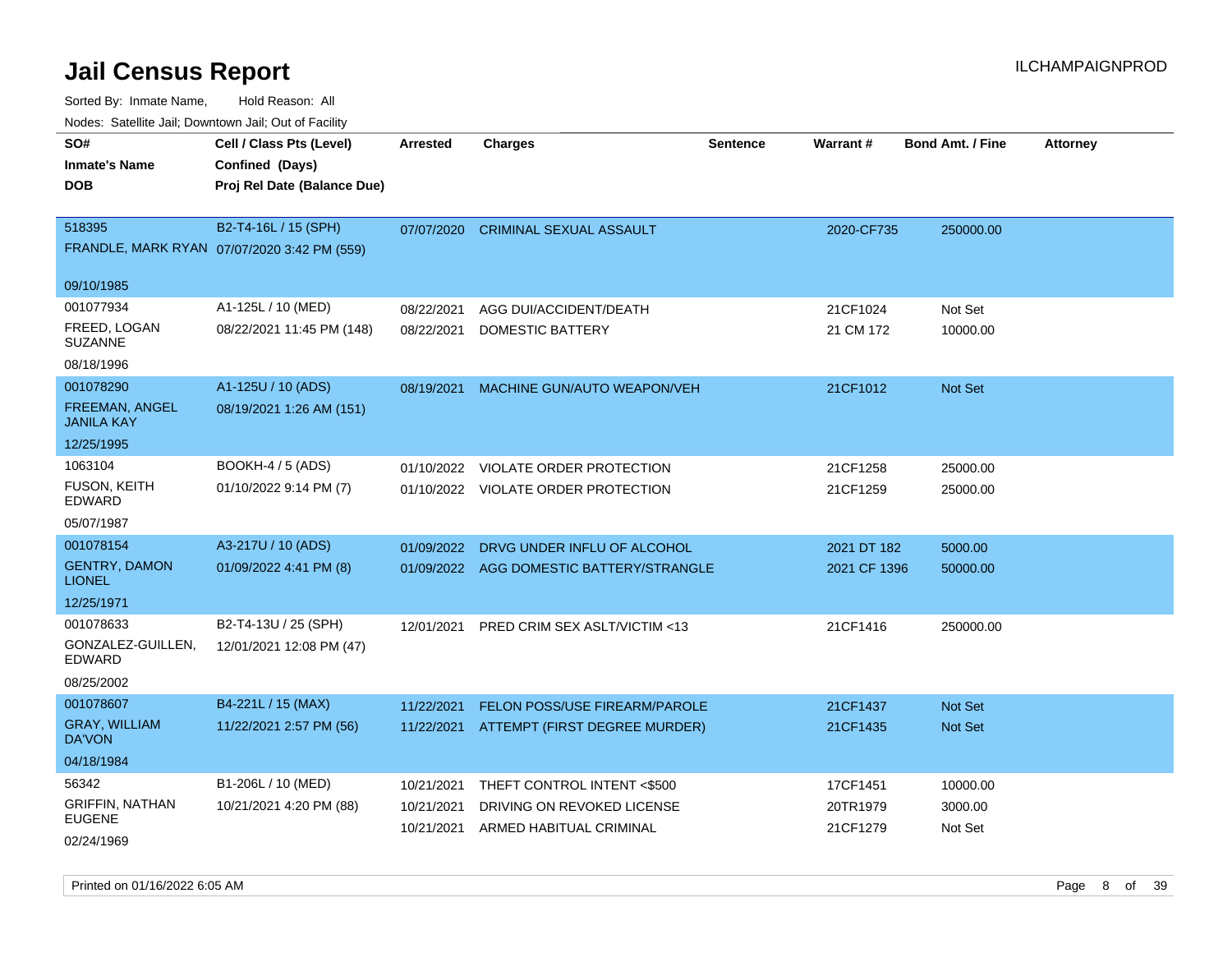# Jail Census Report

ILCHAMPAIGNPROD

Sorted By: Inmate Name, Hold Reason: All

Nodes: Satellite Jail; Downtown Jail; Out of Facility

| SO# / Inmate's Name / DOB | Cell / Class Pts (Level) / Confined (Days) / Proj Rel Date (Balance Due) | Arrested | Charges | Sentence | Warrant # | Bond Amt. / Fine | Attorney |
|---|---|---|---|---|---|---|---|
| 518395<br>FRANDLE, MARK RYAN<br>09/10/1985 | B2-T4-16L / 15 (SPH)<br>07/07/2020 3:42 PM (559) | 07/07/2020 | CRIMINAL SEXUAL ASSAULT | | 2020-CF735 | 250000.00 | |
| 001077934<br>FREED, LOGAN SUZANNE<br>08/18/1996 | A1-125L / 10 (MED)<br>08/22/2021 11:45 PM (148) | 08/22/2021 | AGG DUI/ACCIDENT/DEATH | | 21CF1024 | Not Set | |
| | | 08/22/2021 | DOMESTIC BATTERY | | 21 CM 172 | 10000.00 | |
| 001078290<br>FREEMAN, ANGEL JANILA KAY<br>12/25/1995 | A1-125U / 10 (ADS)<br>08/19/2021 1:26 AM (151) | 08/19/2021 | MACHINE GUN/AUTO WEAPON/VEH | | 21CF1012 | Not Set | |
| 1063104<br>FUSON, KEITH EDWARD<br>05/07/1987 | BOOKH-4 / 5 (ADS)<br>01/10/2022 9:14 PM (7) | 01/10/2022 | VIOLATE ORDER PROTECTION | | 21CF1258 | 25000.00 | |
| | | 01/10/2022 | VIOLATE ORDER PROTECTION | | 21CF1259 | 25000.00 | |
| 001078154<br>GENTRY, DAMON LIONEL<br>12/25/1971 | A3-217U / 10 (ADS)<br>01/09/2022 4:41 PM (8) | 01/09/2022 | DRVG UNDER INFLU OF ALCOHOL | | 2021 DT 182 | 5000.00 | |
| | | 01/09/2022 | AGG DOMESTIC BATTERY/STRANGLE | | 2021 CF 1396 | 50000.00 | |
| 001078633<br>GONZALEZ-GUILLEN, EDWARD<br>08/25/2002 | B2-T4-13U / 25 (SPH)<br>12/01/2021 12:08 PM (47) | 12/01/2021 | PRED CRIM SEX ASLT/VICTIM <13 | | 21CF1416 | 250000.00 | |
| 001078607<br>GRAY, WILLIAM DA'VON<br>04/18/1984 | B4-221L / 15 (MAX)<br>11/22/2021 2:57 PM (56) | 11/22/2021 | FELON POSS/USE FIREARM/PAROLE | | 21CF1437 | Not Set | |
| | | 11/22/2021 | ATTEMPT (FIRST DEGREE MURDER) | | 21CF1435 | Not Set | |
| 56342<br>GRIFFIN, NATHAN EUGENE<br>02/24/1969 | B1-206L / 10 (MED)<br>10/21/2021 4:20 PM (88) | 10/21/2021 | THEFT CONTROL INTENT <$500 | | 17CF1451 | 10000.00 | |
| | | 10/21/2021 | DRIVING ON REVOKED LICENSE | | 20TR1979 | 3000.00 | |
| | | 10/21/2021 | ARMED HABITUAL CRIMINAL | | 21CF1279 | Not Set | |

Printed on 01/16/2022 6:05 AM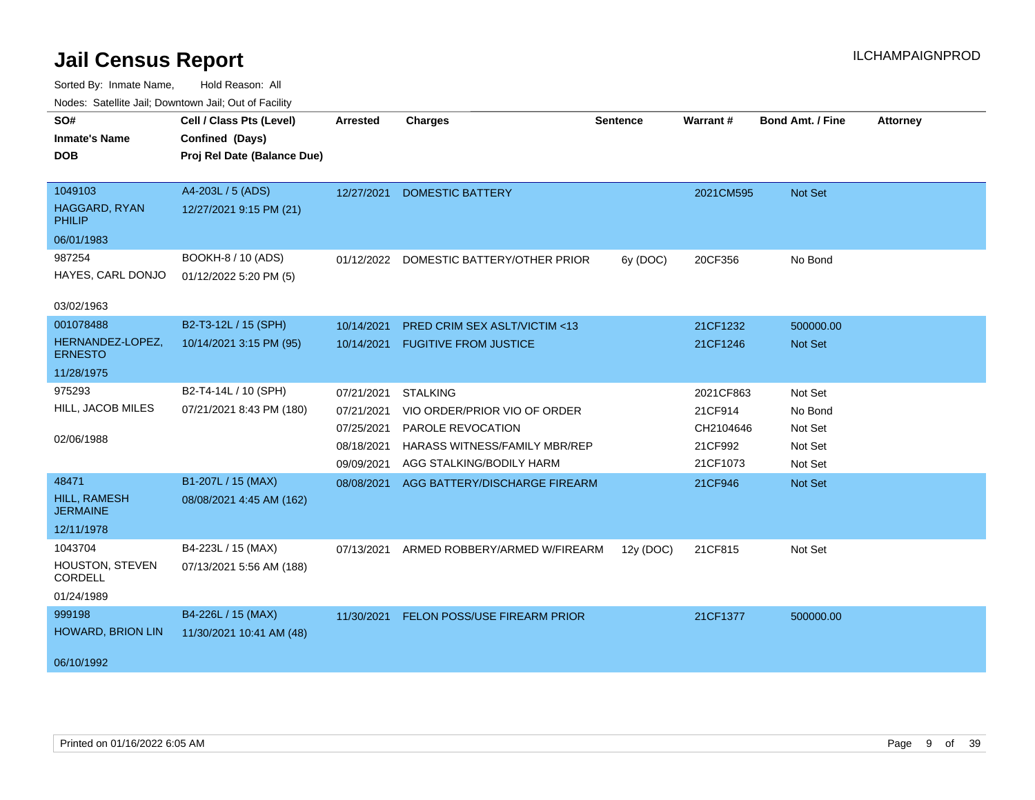# Jail Census Report

ILCHAMPAIGNPROD

Sorted By: Inmate Name, Hold Reason: All

Nodes: Satellite Jail; Downtown Jail; Out of Facility

| SO# / Inmate's Name / DOB | Cell / Class Pts (Level) / Confined (Days) / Proj Rel Date (Balance Due) | Arrested | Charges | Sentence | Warrant # | Bond Amt. / Fine | Attorney |
|---|---|---|---|---|---|---|---|
| 1049103<br>HAGGARD, RYAN PHILIP<br>06/01/1983 | A4-203L / 5 (ADS)<br>12/27/2021 9:15 PM (21) | 12/27/2021 | DOMESTIC BATTERY | | 2021CM595 | Not Set | |
| 987254<br>HAYES, CARL DONJO<br>03/02/1963 | BOOKH-8 / 10 (ADS)<br>01/12/2022 5:20 PM (5) | 01/12/2022 | DOMESTIC BATTERY/OTHER PRIOR | 6y (DOC) | 20CF356 | No Bond | |
| 001078488<br>HERNANDEZ-LOPEZ, ERNESTO<br>11/28/1975 | B2-T3-12L / 15 (SPH)<br>10/14/2021 3:15 PM (95) | 10/14/2021 | PRED CRIM SEX ASLT/VICTIM <13 | | 21CF1232 | 500000.00 | |
| | | 10/14/2021 | FUGITIVE FROM JUSTICE | | 21CF1246 | Not Set | |
| 975293<br>HILL, JACOB MILES<br>02/06/1988 | B2-T4-14L / 10 (SPH)<br>07/21/2021 8:43 PM (180) | 07/21/2021 | STALKING | | 2021CF863 | Not Set | |
| | | 07/21/2021 | VIO ORDER/PRIOR VIO OF ORDER | | 21CF914 | No Bond | |
| | | 07/25/2021 | PAROLE REVOCATION | | CH2104646 | Not Set | |
| | | 08/18/2021 | HARASS WITNESS/FAMILY MBR/REP | | 21CF992 | Not Set | |
| | | 09/09/2021 | AGG STALKING/BODILY HARM | | 21CF1073 | Not Set | |
| 48471<br>HILL, RAMESH JERMAINE<br>12/11/1978 | B1-207L / 15 (MAX)<br>08/08/2021 4:45 AM (162) | 08/08/2021 | AGG BATTERY/DISCHARGE FIREARM | | 21CF946 | Not Set | |
| 1043704<br>HOUSTON, STEVEN CORDELL<br>01/24/1989 | B4-223L / 15 (MAX)<br>07/13/2021 5:56 AM (188) | 07/13/2021 | ARMED ROBBERY/ARMED W/FIREARM | 12y (DOC) | 21CF815 | Not Set | |
| 999198<br>HOWARD, BRION LIN<br>06/10/1992 | B4-226L / 15 (MAX)<br>11/30/2021 10:41 AM (48) | 11/30/2021 | FELON POSS/USE FIREARM PRIOR | | 21CF1377 | 500000.00 | |

Printed on 01/16/2022 6:05 AM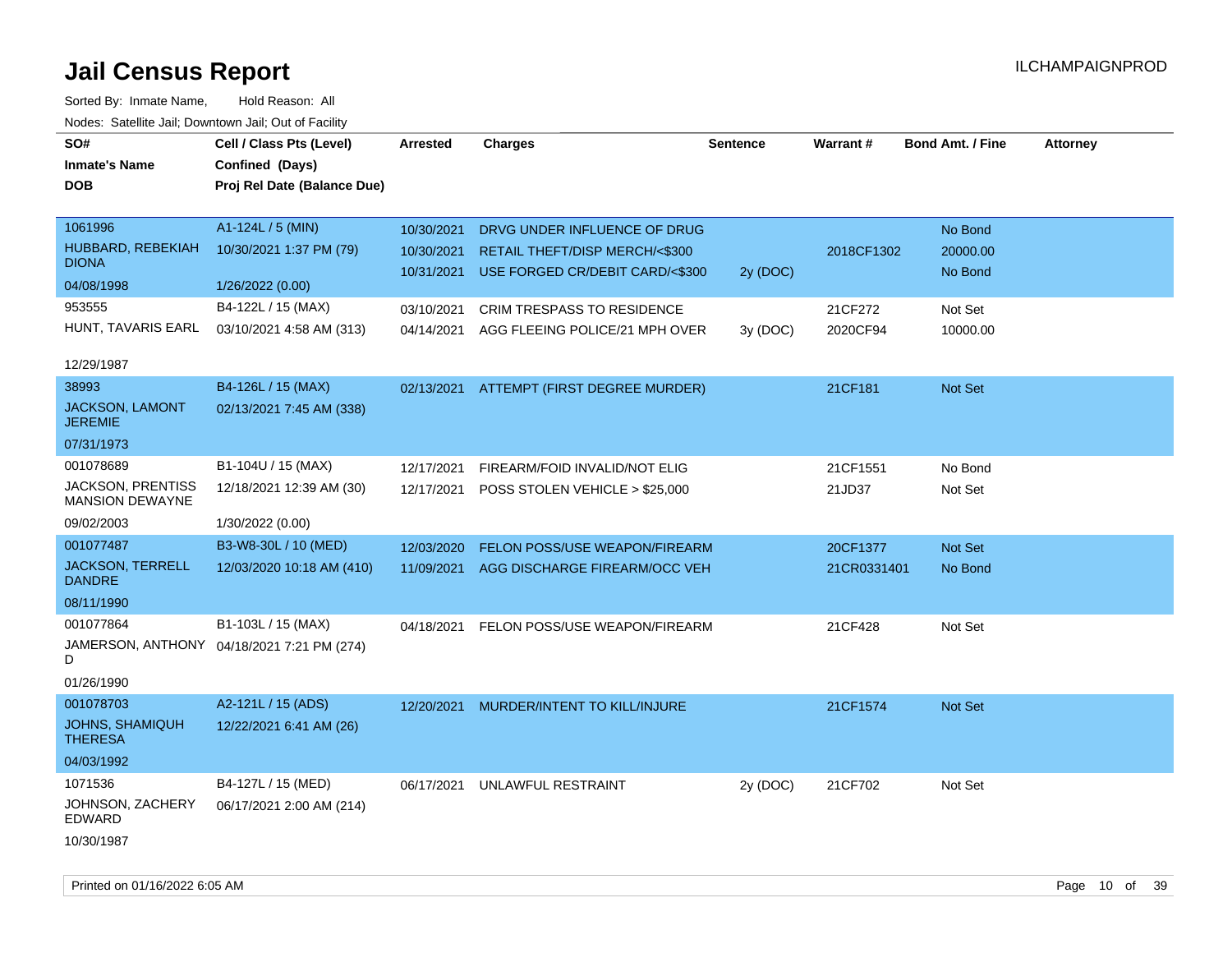# Jail Census Report

ILCHAMPAIGNPROD

Sorted By: Inmate Name, Hold Reason: All

Nodes: Satellite Jail; Downtown Jail; Out of Facility

| SO# / Inmate's Name / DOB | Cell / Class Pts (Level) / Confined (Days) / Proj Rel Date (Balance Due) | Arrested | Charges | Sentence | Warrant # | Bond Amt. / Fine | Attorney |
|---|---|---|---|---|---|---|---|
| 1061996 | A1-124L / 5 (MIN) | 10/30/2021 | DRVG UNDER INFLUENCE OF DRUG | | | No Bond | |
| HUBBARD, REBEKIAH DIONA | 10/30/2021 1:37 PM (79) | 10/30/2021 | RETAIL THEFT/DISP MERCH/<$300 | | 2018CF1302 | 20000.00 | |
| 04/08/1998 | 1/26/2022 (0.00) | 10/31/2021 | USE FORGED CR/DEBIT CARD/<$300 | 2y (DOC) | | No Bond | |
| 953555 | B4-122L / 15 (MAX) | 03/10/2021 | CRIM TRESPASS TO RESIDENCE | | 21CF272 | Not Set | |
| HUNT, TAVARIS EARL | 03/10/2021 4:58 AM (313) | 04/14/2021 | AGG FLEEING POLICE/21 MPH OVER | 3y (DOC) | 2020CF94 | 10000.00 | |
| 12/29/1987 | | | | | | | |
| 38993 | B4-126L / 15 (MAX) | 02/13/2021 | ATTEMPT (FIRST DEGREE MURDER) | | 21CF181 | Not Set | |
| JACKSON, LAMONT JEREMIE | 02/13/2021 7:45 AM (338) | | | | | | |
| 07/31/1973 | | | | | | | |
| 001078689 | B1-104U / 15 (MAX) | 12/17/2021 | FIREARM/FOID INVALID/NOT ELIG | | 21CF1551 | No Bond | |
| JACKSON, PRENTISS MANSION DEWAYNE | 12/18/2021 12:39 AM (30) | 12/17/2021 | POSS STOLEN VEHICLE > $25,000 | | 21JD37 | Not Set | |
| 09/02/2003 | 1/30/2022 (0.00) | | | | | | |
| 001077487 | B3-W8-30L / 10 (MED) | 12/03/2020 | FELON POSS/USE WEAPON/FIREARM | | 20CF1377 | Not Set | |
| JACKSON, TERRELL DANDRE | 12/03/2020 10:18 AM (410) | 11/09/2021 | AGG DISCHARGE FIREARM/OCC VEH | | 21CR0331401 | No Bond | |
| 08/11/1990 | | | | | | | |
| 001077864 | B1-103L / 15 (MAX) | 04/18/2021 | FELON POSS/USE WEAPON/FIREARM | | 21CF428 | Not Set | |
| JAMERSON, ANTHONY D | 04/18/2021 7:21 PM (274) | | | | | | |
| 01/26/1990 | | | | | | | |
| 001078703 | A2-121L / 15 (ADS) | 12/20/2021 | MURDER/INTENT TO KILL/INJURE | | 21CF1574 | Not Set | |
| JOHNS, SHAMIQUH THERESA | 12/22/2021 6:41 AM (26) | | | | | | |
| 04/03/1992 | | | | | | | |
| 1071536 | B4-127L / 15 (MED) | 06/17/2021 | UNLAWFUL RESTRAINT | 2y (DOC) | 21CF702 | Not Set | |
| JOHNSON, ZACHERY EDWARD | 06/17/2021 2:00 AM (214) | | | | | | |
| 10/30/1987 | | | | | | | |

Printed on 01/16/2022 6:05 AM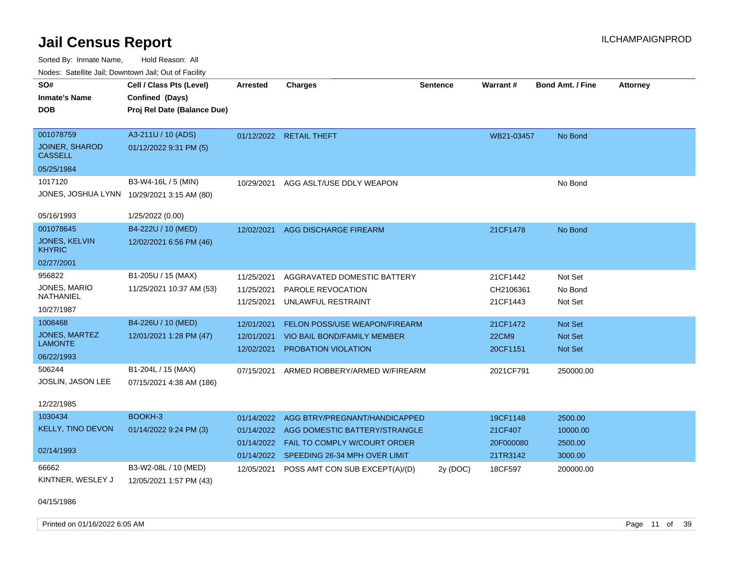# Jail Census Report

ILCHAMPAIGNPROD

Sorted By: Inmate Name, Hold Reason: All

Nodes: Satellite Jail; Downtown Jail; Out of Facility

| SO# / Inmate's Name / DOB | Cell / Class Pts (Level) / Confined (Days) / Proj Rel Date (Balance Due) | Arrested | Charges | Sentence | Warrant # | Bond Amt. / Fine | Attorney |
|---|---|---|---|---|---|---|---|
| 001078759<br>JOINER, SHAROD CASSELL<br>05/25/1984 | A3-211U / 10 (ADS)<br>01/12/2022 9:31 PM (5) | 01/12/2022 | RETAIL THEFT | | WB21-03457 | No Bond | |
| 1017120<br>JONES, JOSHUA LYNN<br>05/16/1993 | B3-W4-16L / 5 (MIN)<br>10/29/2021 3:15 AM (80)<br>1/25/2022 (0.00) | 10/29/2021 | AGG ASLT/USE DDLY WEAPON | | | No Bond | |
| 001078645<br>JONES, KELVIN KHYRIC<br>02/27/2001 | B4-222U / 10 (MED)<br>12/02/2021 6:56 PM (46) | 12/02/2021 | AGG DISCHARGE FIREARM | | 21CF1478 | No Bond | |
| 956822<br>JONES, MARIO NATHANIEL<br>10/27/1987 | B1-205U / 15 (MAX)<br>11/25/2021 10:37 AM (53) | 11/25/2021 | AGGRAVATED DOMESTIC BATTERY | | 21CF1442 | Not Set | |
| | | 11/25/2021 | PAROLE REVOCATION | | CH2106361 | No Bond | |
| | | 11/25/2021 | UNLAWFUL RESTRAINT | | 21CF1443 | Not Set | |
| 1008468<br>JONES, MARTEZ LAMONTE<br>06/22/1993 | B4-226U / 10 (MED)<br>12/01/2021 1:28 PM (47) | 12/01/2021 | FELON POSS/USE WEAPON/FIREARM | | 21CF1472 | Not Set | |
| | | 12/01/2021 | VIO BAIL BOND/FAMILY MEMBER | | 22CM9 | Not Set | |
| | | 12/02/2021 | PROBATION VIOLATION | | 20CF1151 | Not Set | |
| 506244<br>JOSLIN, JASON LEE<br>12/22/1985 | B1-204L / 15 (MAX)<br>07/15/2021 4:38 AM (186) | 07/15/2021 | ARMED ROBBERY/ARMED W/FIREARM | | 2021CF791 | 250000.00 | |
| 1030434<br>KELLY, TINO DEVON<br>02/14/1993 | BOOKH-3<br>01/14/2022 9:24 PM (3) | 01/14/2022 | AGG BTRY/PREGNANT/HANDICAPPED | | 19CF1148 | 2500.00 | |
| | | 01/14/2022 | AGG DOMESTIC BATTERY/STRANGLE | | 21CF407 | 10000.00 | |
| | | 01/14/2022 | FAIL TO COMPLY W/COURT ORDER | | 20F000080 | 2500.00 | |
| | | 01/14/2022 | SPEEDING 26-34 MPH OVER LIMIT | | 21TR3142 | 3000.00 | |
| 66662<br>KINTNER, WESLEY J<br>04/15/1986 | B3-W2-08L / 10 (MED)<br>12/05/2021 1:57 PM (43) | 12/05/2021 | POSS AMT CON SUB EXCEPT(A)/(D) | 2y (DOC) | 18CF597 | 200000.00 | |

Printed on 01/16/2022 6:05 AM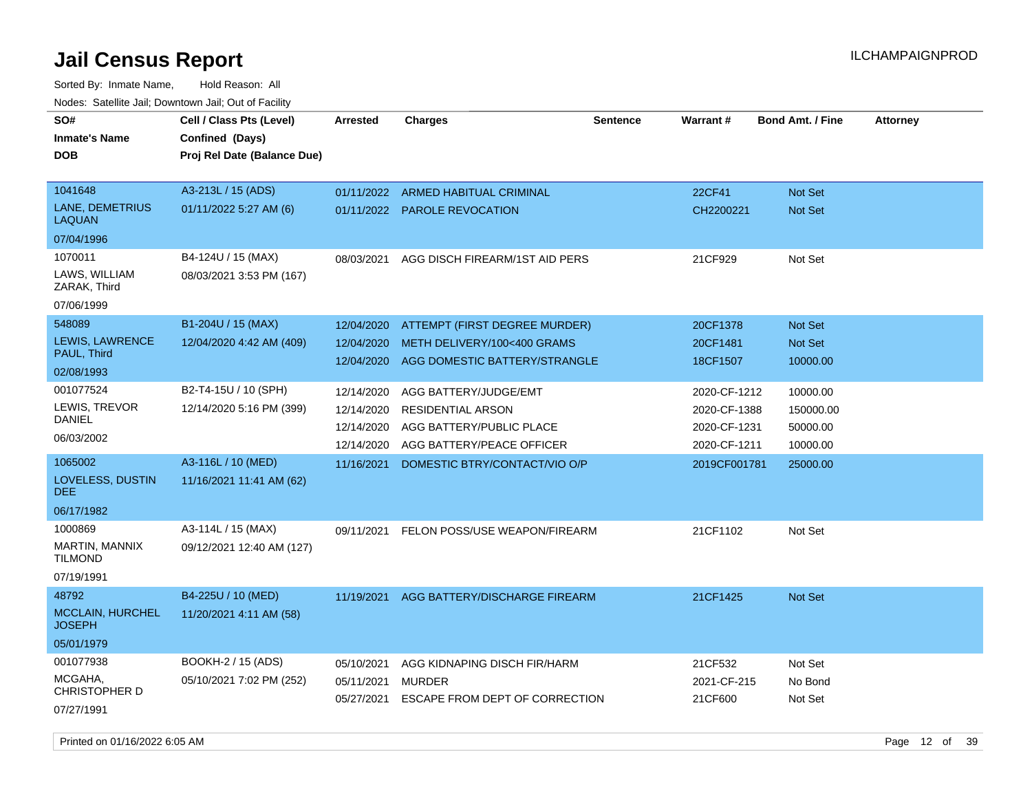# Jail Census Report

Sorted By: Inmate Name, Hold Reason: All

Nodes: Satellite Jail; Downtown Jail; Out of Facility

| SO# / Inmate's Name / DOB | Cell / Class Pts (Level) / Confined (Days) / Proj Rel Date (Balance Due) | Arrested | Charges | Sentence | Warrant # | Bond Amt. / Fine | Attorney |
|---|---|---|---|---|---|---|---|
| 1041648 LANE, DEMETRIUS LAQUAN 07/04/1996 | A3-213L / 15 (ADS) 01/11/2022 5:27 AM (6) | 01/11/2022 | ARMED HABITUAL CRIMINAL | | 22CF41 | Not Set | |
| | | 01/11/2022 | PAROLE REVOCATION | | CH2200221 | Not Set | |
| 1070011 LAWS, WILLIAM ZARAK, Third 07/06/1999 | B4-124U / 15 (MAX) 08/03/2021 3:53 PM (167) | 08/03/2021 | AGG DISCH FIREARM/1ST AID PERS | | 21CF929 | Not Set | |
| 548089 LEWIS, LAWRENCE PAUL, Third 02/08/1993 | B1-204U / 15 (MAX) 12/04/2020 4:42 AM (409) | 12/04/2020 | ATTEMPT (FIRST DEGREE MURDER) | | 20CF1378 | Not Set | |
| | | 12/04/2020 | METH DELIVERY/100<400 GRAMS | | 20CF1481 | Not Set | |
| | | 12/04/2020 | AGG DOMESTIC BATTERY/STRANGLE | | 18CF1507 | 10000.00 | |
| 001077524 LEWIS, TREVOR DANIEL 06/03/2002 | B2-T4-15U / 10 (SPH) 12/14/2020 5:16 PM (399) | 12/14/2020 | AGG BATTERY/JUDGE/EMT | | 2020-CF-1212 | 10000.00 | |
| | | 12/14/2020 | RESIDENTIAL ARSON | | 2020-CF-1388 | 150000.00 | |
| | | 12/14/2020 | AGG BATTERY/PUBLIC PLACE | | 2020-CF-1231 | 50000.00 | |
| | | 12/14/2020 | AGG BATTERY/PEACE OFFICER | | 2020-CF-1211 | 10000.00 | |
| 1065002 LOVELESS, DUSTIN DEE 06/17/1982 | A3-116L / 10 (MED) 11/16/2021 11:41 AM (62) | 11/16/2021 | DOMESTIC BTRY/CONTACT/VIO O/P | | 2019CF001781 | 25000.00 | |
| 1000869 MARTIN, MANNIX TILMOND 07/19/1991 | A3-114L / 15 (MAX) 09/12/2021 12:40 AM (127) | 09/11/2021 | FELON POSS/USE WEAPON/FIREARM | | 21CF1102 | Not Set | |
| 48792 MCCLAIN, HURCHEL JOSEPH 05/01/1979 | B4-225U / 10 (MED) 11/20/2021 4:11 AM (58) | 11/19/2021 | AGG BATTERY/DISCHARGE FIREARM | | 21CF1425 | Not Set | |
| 001077938 MCGAHA, CHRISTOPHER D 07/27/1991 | BOOKH-2 / 15 (ADS) 05/10/2021 7:02 PM (252) | 05/10/2021 | AGG KIDNAPING DISCH FIR/HARM | | 21CF532 | Not Set | |
| | | 05/11/2021 | MURDER | | 2021-CF-215 | No Bond | |
| | | 05/27/2021 | ESCAPE FROM DEPT OF CORRECTION | | 21CF600 | Not Set | |

Printed on 01/16/2022 6:05 AM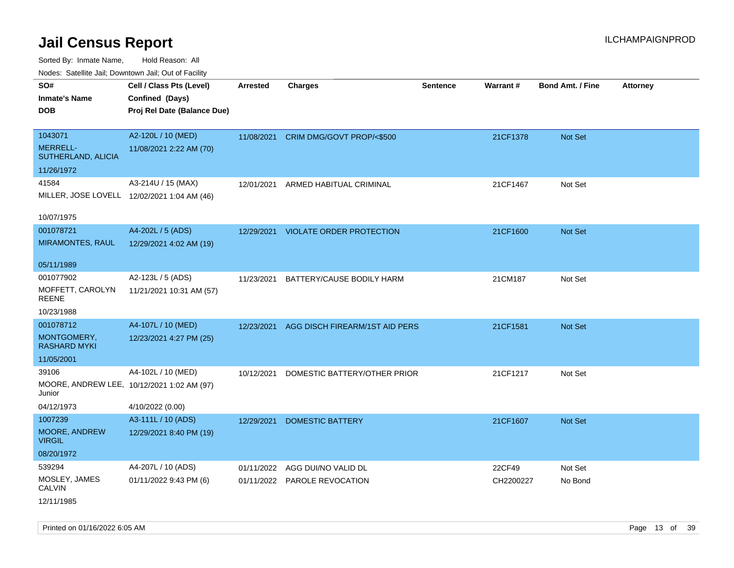# Jail Census Report

ILCHAMPAIGNPROD

Sorted By: Inmate Name, Hold Reason: All

Nodes: Satellite Jail; Downtown Jail; Out of Facility

| SO# / Inmate's Name / DOB | Cell / Class Pts (Level) / Confined (Days) / Proj Rel Date (Balance Due) | Arrested | Charges | Sentence | Warrant # | Bond Amt. / Fine | Attorney |
|---|---|---|---|---|---|---|---|
| 1043071<br>MERRELL-SUTHERLAND, ALICIA<br>11/26/1972 | A2-120L / 10 (MED)<br>11/08/2021 2:22 AM (70) | 11/08/2021 | CRIM DMG/GOVT PROP/<$500 | | 21CF1378 | Not Set | |
| 41584<br>MILLER, JOSE LOVELL<br>10/07/1975 | A3-214U / 15 (MAX)<br>12/02/2021 1:04 AM (46) | 12/01/2021 | ARMED HABITUAL CRIMINAL | | 21CF1467 | Not Set | |
| 001078721<br>MIRAMONTES, RAUL<br>05/11/1989 | A4-202L / 5 (ADS)<br>12/29/2021 4:02 AM (19) | 12/29/2021 | VIOLATE ORDER PROTECTION | | 21CF1600 | Not Set | |
| 001077902<br>MOFFETT, CAROLYN REENE<br>10/23/1988 | A2-123L / 5 (ADS)<br>11/21/2021 10:31 AM (57) | 11/23/2021 | BATTERY/CAUSE BODILY HARM | | 21CM187 | Not Set | |
| 001078712<br>MONTGOMERY, RASHARD MYKI<br>11/05/2001 | A4-107L / 10 (MED)<br>12/23/2021 4:27 PM (25) | 12/23/2021 | AGG DISCH FIREARM/1ST AID PERS | | 21CF1581 | Not Set | |
| 39106<br>MOORE, ANDREW LEE, Junior<br>04/12/1973 | A4-102L / 10 (MED)<br>10/12/2021 1:02 AM (97)<br>4/10/2022 (0.00) | 10/12/2021 | DOMESTIC BATTERY/OTHER PRIOR | | 21CF1217 | Not Set | |
| 1007239<br>MOORE, ANDREW VIRGIL<br>08/20/1972 | A3-111L / 10 (ADS)<br>12/29/2021 8:40 PM (19) | 12/29/2021 | DOMESTIC BATTERY | | 21CF1607 | Not Set | |
| 539294<br>MOSLEY, JAMES CALVIN<br>12/11/1985 | A4-207L / 10 (ADS)<br>01/11/2022 9:43 PM (6) | 01/11/2022 | AGG DUI/NO VALID DL | | 22CF49 | Not Set | |
| | | 01/11/2022 | PAROLE REVOCATION | | CH2200227 | No Bond | |

Printed on 01/16/2022 6:05 AM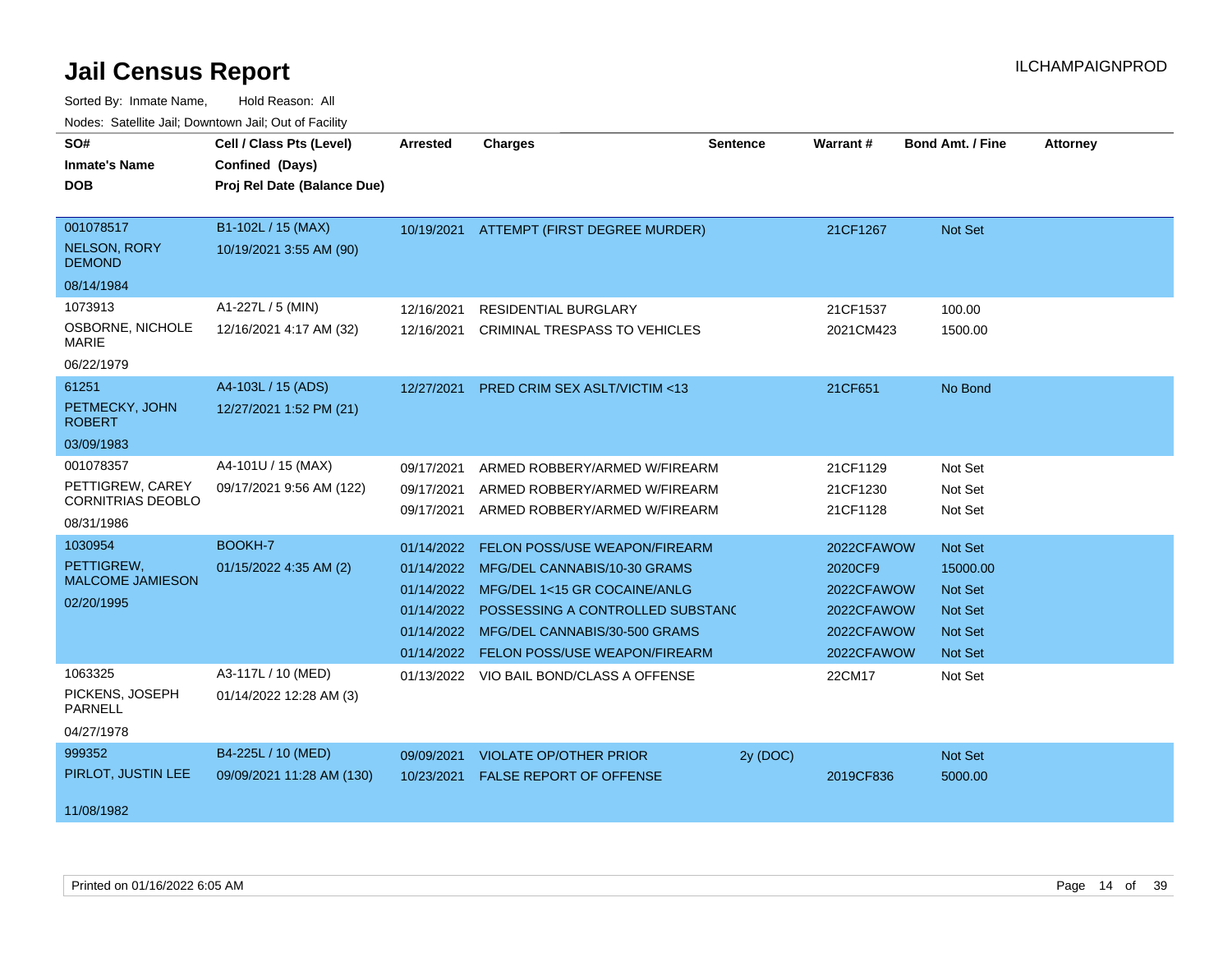# Jail Census Report

ILCHAMPAIGNPROD

Sorted By: Inmate Name, Hold Reason: All

Nodes: Satellite Jail; Downtown Jail; Out of Facility

| SO# / Inmate's Name / DOB | Cell / Class Pts (Level) / Confined (Days) / Proj Rel Date (Balance Due) | Arrested | Charges | Sentence | Warrant # | Bond Amt. / Fine | Attorney |
|---|---|---|---|---|---|---|---|
| 001078517<br>NELSON, RORY DEMOND<br>08/14/1984 | B1-102L / 15 (MAX)<br>10/19/2021 3:55 AM (90) | 10/19/2021 | ATTEMPT (FIRST DEGREE MURDER) | | 21CF1267 | Not Set | |
| 1073913<br>OSBORNE, NICHOLE MARIE<br>06/22/1979 | A1-227L / 5 (MIN)<br>12/16/2021 4:17 AM (32) | 12/16/2021 | RESIDENTIAL BURGLARY | | 21CF1537 | 100.00 | |
| | | 12/16/2021 | CRIMINAL TRESPASS TO VEHICLES | | 2021CM423 | 1500.00 | |
| 61251<br>PETMECKY, JOHN ROBERT<br>03/09/1983 | A4-103L / 15 (ADS)<br>12/27/2021 1:52 PM (21) | 12/27/2021 | PRED CRIM SEX ASLT/VICTIM <13 | | 21CF651 | No Bond | |
| 001078357<br>PETTIGREW, CAREY CORNITRIAS DEOBLO<br>08/31/1986 | A4-101U / 15 (MAX)<br>09/17/2021 9:56 AM (122) | 09/17/2021 | ARMED ROBBERY/ARMED W/FIREARM | | 21CF1129 | Not Set | |
| | | 09/17/2021 | ARMED ROBBERY/ARMED W/FIREARM | | 21CF1230 | Not Set | |
| | | 09/17/2021 | ARMED ROBBERY/ARMED W/FIREARM | | 21CF1128 | Not Set | |
| 1030954<br>PETTIGREW, MALCOME JAMIESON<br>02/20/1995 | BOOKH-7<br>01/15/2022 4:35 AM (2) | 01/14/2022 | FELON POSS/USE WEAPON/FIREARM | | 2022CFAWOW | Not Set | |
| | | 01/14/2022 | MFG/DEL CANNABIS/10-30 GRAMS | | 2020CF9 | 15000.00 | |
| | | 01/14/2022 | MFG/DEL 1<15 GR COCAINE/ANLG | | 2022CFAWOW | Not Set | |
| | | 01/14/2022 | POSSESSING A CONTROLLED SUBSTANC | | 2022CFAWOW | Not Set | |
| | | 01/14/2022 | MFG/DEL CANNABIS/30-500 GRAMS | | 2022CFAWOW | Not Set | |
| | | 01/14/2022 | FELON POSS/USE WEAPON/FIREARM | | 2022CFAWOW | Not Set | |
| 1063325<br>PICKENS, JOSEPH PARNELL<br>04/27/1978 | A3-117L / 10 (MED)<br>01/14/2022 12:28 AM (3) | 01/13/2022 | VIO BAIL BOND/CLASS A OFFENSE | | 22CM17 | Not Set | |
| 999352<br>PIRLOT, JUSTIN LEE<br>11/08/1982 | B4-225L / 10 (MED)<br>09/09/2021 11:28 AM (130) | 09/09/2021 | VIOLATE OP/OTHER PRIOR | 2y (DOC) | | Not Set | |
| | | 10/23/2021 | FALSE REPORT OF OFFENSE | | 2019CF836 | 5000.00 | |

Printed on 01/16/2022 6:05 AM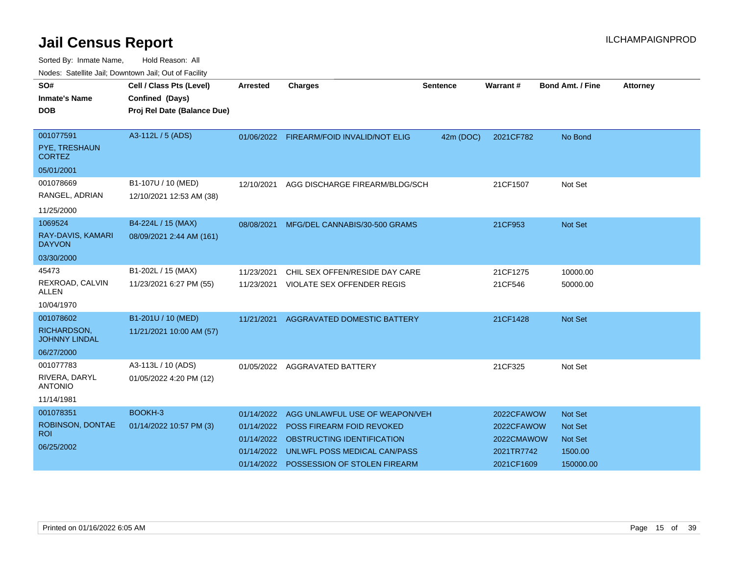# Jail Census Report

ILCHAMPAIGNPROD

Sorted By: Inmate Name, Hold Reason: All

Nodes: Satellite Jail; Downtown Jail; Out of Facility

| SO# / Inmate's Name / DOB | Cell / Class Pts (Level) / Confined (Days) / Proj Rel Date (Balance Due) | Arrested | Charges | Sentence | Warrant # | Bond Amt. / Fine | Attorney |
|---|---|---|---|---|---|---|---|
| 001077591<br>PYE, TRESHAUN CORTEZ<br>05/01/2001 | A3-112L / 5 (ADS) | 01/06/2022 | FIREARM/FOID INVALID/NOT ELIG | 42m (DOC) | 2021CF782 | No Bond | |
| 001078669<br>RANGEL, ADRIAN<br>11/25/2000 | B1-107U / 10 (MED)<br>12/10/2021 12:53 AM (38) | 12/10/2021 | AGG DISCHARGE FIREARM/BLDG/SCH | | 21CF1507 | Not Set | |
| 1069524<br>RAY-DAVIS, KAMARI DAYVON<br>03/30/2000 | B4-224L / 15 (MAX)<br>08/09/2021 2:44 AM (161) | 08/08/2021 | MFG/DEL CANNABIS/30-500 GRAMS | | 21CF953 | Not Set | |
| 45473<br>REXROAD, CALVIN ALLEN<br>10/04/1970 | B1-202L / 15 (MAX)<br>11/23/2021 6:27 PM (55) | 11/23/2021<br>11/23/2021 | CHIL SEX OFFEN/RESIDE DAY CARE<br>VIOLATE SEX OFFENDER REGIS | | 21CF1275<br>21CF546 | 10000.00<br>50000.00 | |
| 001078602<br>RICHARDSON, JOHNNY LINDAL<br>06/27/2000 | B1-201U / 10 (MED)<br>11/21/2021 10:00 AM (57) | 11/21/2021 | AGGRAVATED DOMESTIC BATTERY | | 21CF1428 | Not Set | |
| 001077783<br>RIVERA, DARYL ANTONIO<br>11/14/1981 | A3-113L / 10 (ADS)<br>01/05/2022 4:20 PM (12) | 01/05/2022 | AGGRAVATED BATTERY | | 21CF325 | Not Set | |
| 001078351<br>ROBINSON, DONTAE ROI<br>06/25/2002 | BOOKH-3<br>01/14/2022 10:57 PM (3) | 01/14/2022<br>01/14/2022<br>01/14/2022<br>01/14/2022<br>01/14/2022 | AGG UNLAWFUL USE OF WEAPON/VEH<br>POSS FIREARM FOID REVOKED<br>OBSTRUCTING IDENTIFICATION<br>UNLWFL POSS MEDICAL CAN/PASS<br>POSSESSION OF STOLEN FIREARM | | 2022CFAWOW<br>2022CFAWOW<br>2022CMAWOW<br>2021TR7742<br>2021CF1609 | Not Set<br>Not Set<br>Not Set<br>1500.00<br>150000.00 | |

Printed on 01/16/2022 6:05 AM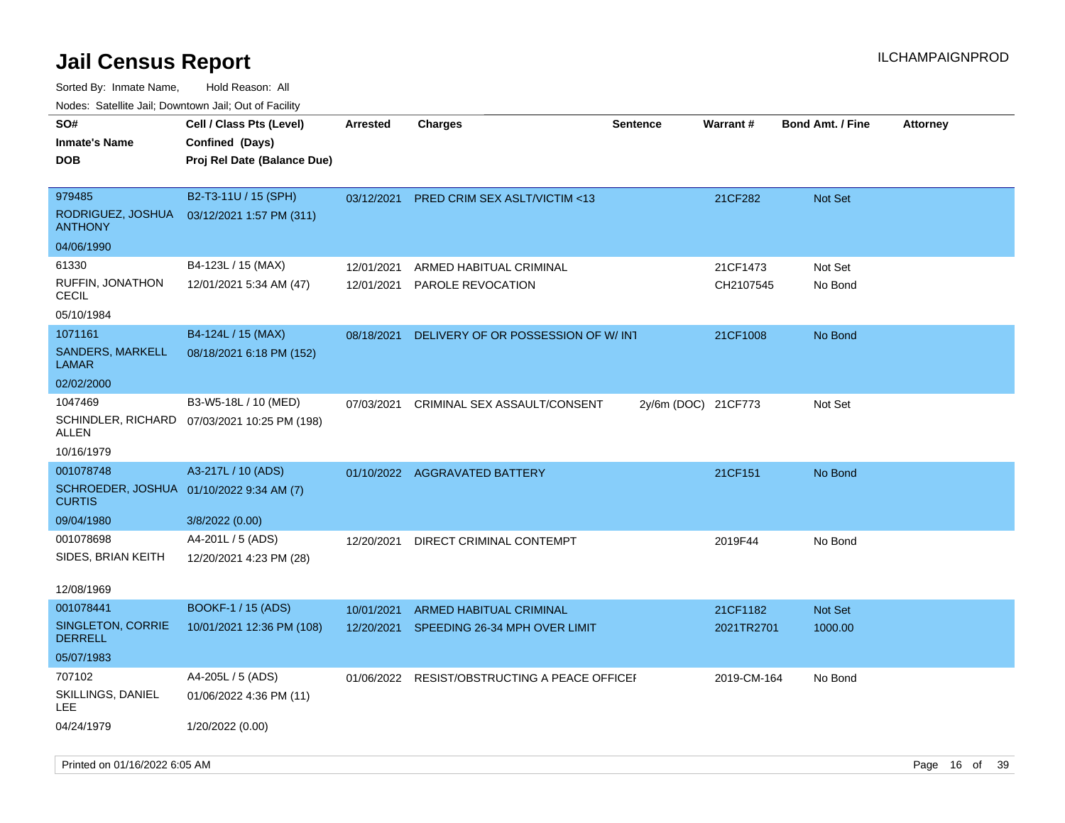# Jail Census Report

Sorted By: Inmate Name, Hold Reason: All

Nodes: Satellite Jail; Downtown Jail; Out of Facility

| SO# / Inmate's Name / DOB | Cell / Class Pts (Level) / Confined (Days) / Proj Rel Date (Balance Due) | Arrested | Charges | Sentence | Warrant # | Bond Amt. / Fine | Attorney |
|---|---|---|---|---|---|---|---|
| 979485<br>RODRIGUEZ, JOSHUA ANTHONY<br>04/06/1990 | B2-T3-11U / 15 (SPH)<br>03/12/2021 1:57 PM (311) | 03/12/2021 | PRED CRIM SEX ASLT/VICTIM <13 | | 21CF282 | Not Set | |
| 61330<br>RUFFIN, JONATHON CECIL<br>05/10/1984 | B4-123L / 15 (MAX)<br>12/01/2021 5:34 AM (47) | 12/01/2021<br>12/01/2021 | ARMED HABITUAL CRIMINAL<br>PAROLE REVOCATION | | 21CF1473<br>CH2107545 | Not Set<br>No Bond | |
| 1071161<br>SANDERS, MARKELL LAMAR<br>02/02/2000 | B4-124L / 15 (MAX)<br>08/18/2021 6:18 PM (152) | 08/18/2021 | DELIVERY OF OR POSSESSION OF W/ INT | | 21CF1008 | No Bond | |
| 1047469<br>SCHINDLER, RICHARD ALLEN<br>10/16/1979 | B3-W5-18L / 10 (MED)<br>07/03/2021 10:25 PM (198) | 07/03/2021 | CRIMINAL SEX ASSAULT/CONSENT | 2y/6m (DOC) | 21CF773 | Not Set | |
| 001078748<br>SCHROEDER, JOSHUA CURTIS<br>09/04/1980 | A3-217L / 10 (ADS)<br>01/10/2022 9:34 AM (7)<br>3/8/2022 (0.00) | 01/10/2022 | AGGRAVATED BATTERY | | 21CF151 | No Bond | |
| 001078698<br>SIDES, BRIAN KEITH<br>12/08/1969 | A4-201L / 5 (ADS)<br>12/20/2021 4:23 PM (28) | 12/20/2021 | DIRECT CRIMINAL CONTEMPT | | 2019F44 | No Bond | |
| 001078441<br>SINGLETON, CORRIE DERRELL<br>05/07/1983 | BOOKF-1 / 15 (ADS)<br>10/01/2021 12:36 PM (108) | 10/01/2021<br>12/20/2021 | ARMED HABITUAL CRIMINAL<br>SPEEDING 26-34 MPH OVER LIMIT | | 21CF1182<br>2021TR2701 | Not Set<br>1000.00 | |
| 707102<br>SKILLINGS, DANIEL LEE<br>04/24/1979 | A4-205L / 5 (ADS)<br>01/06/2022 4:36 PM (11)<br>1/20/2022 (0.00) | 01/06/2022 | RESIST/OBSTRUCTING A PEACE OFFICEI | | 2019-CM-164 | No Bond | |

Printed on 01/16/2022 6:05 AM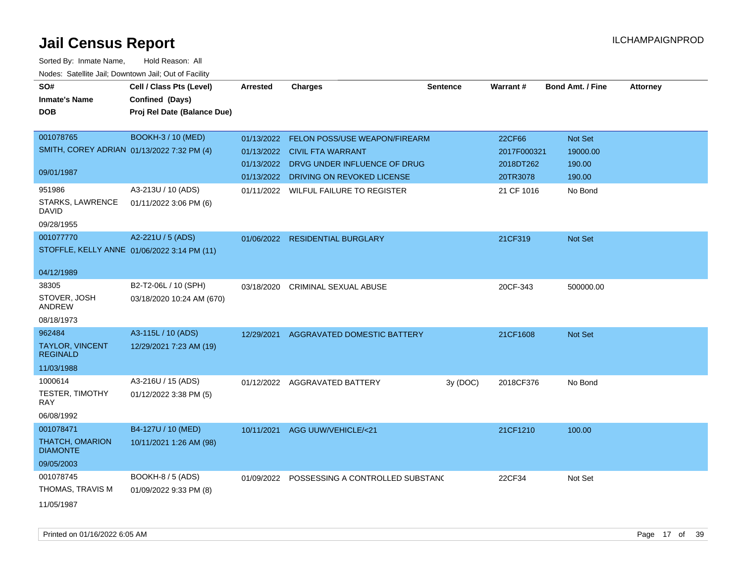# Jail Census Report

ILCHAMPAIGNPROD

Sorted By: Inmate Name, Hold Reason: All

Nodes: Satellite Jail; Downtown Jail; Out of Facility

| SO# / Inmate's Name / DOB | Cell / Class Pts (Level) / Confined (Days) / Proj Rel Date (Balance Due) | Arrested | Charges | Sentence | Warrant # | Bond Amt. / Fine | Attorney |
|---|---|---|---|---|---|---|---|
| 001078765<br>SMITH, COREY ADRIAN<br>09/01/1987 | BOOKH-3 / 10 (MED)<br>01/13/2022 7:32 PM (4) | 01/13/2022 | FELON POSS/USE WEAPON/FIREARM | | 22CF66 | Not Set | |
| | | 01/13/2022 | CIVIL FTA WARRANT | | 2017F000321 | 19000.00 | |
| | | 01/13/2022 | DRVG UNDER INFLUENCE OF DRUG | | 2018DT262 | 190.00 | |
| | | 01/13/2022 | DRIVING ON REVOKED LICENSE | | 20TR3078 | 190.00 | |
| 951986<br>STARKS, LAWRENCE DAVID<br>09/28/1955 | A3-213U / 10 (ADS)<br>01/11/2022 3:06 PM (6) | 01/11/2022 | WILFUL FAILURE TO REGISTER | | 21 CF 1016 | No Bond | |
| 001077770<br>STOFFLE, KELLY ANNE<br>04/12/1989 | A2-221U / 5 (ADS)<br>01/06/2022 3:14 PM (11) | 01/06/2022 | RESIDENTIAL BURGLARY | | 21CF319 | Not Set | |
| 38305<br>STOVER, JOSH ANDREW<br>08/18/1973 | B2-T2-06L / 10 (SPH)<br>03/18/2020 10:24 AM (670) | 03/18/2020 | CRIMINAL SEXUAL ABUSE | | 20CF-343 | 500000.00 | |
| 962484<br>TAYLOR, VINCENT REGINALD<br>11/03/1988 | A3-115L / 10 (ADS)<br>12/29/2021 7:23 AM (19) | 12/29/2021 | AGGRAVATED DOMESTIC BATTERY | | 21CF1608 | Not Set | |
| 1000614<br>TESTER, TIMOTHY RAY<br>06/08/1992 | A3-216U / 15 (ADS)<br>01/12/2022 3:38 PM (5) | 01/12/2022 | AGGRAVATED BATTERY | 3y (DOC) | 2018CF376 | No Bond | |
| 001078471<br>THATCH, OMARION DIAMONTE<br>09/05/2003 | B4-127U / 10 (MED)<br>10/11/2021 1:26 AM (98) | 10/11/2021 | AGG UUW/VEHICLE/<21 | | 21CF1210 | 100.00 | |
| 001078745<br>THOMAS, TRAVIS M<br>11/05/1987 | BOOKH-8 / 5 (ADS)<br>01/09/2022 9:33 PM (8) | 01/09/2022 | POSSESSING A CONTROLLED SUBSTANC | | 22CF34 | Not Set | |

Printed on 01/16/2022 6:05 AM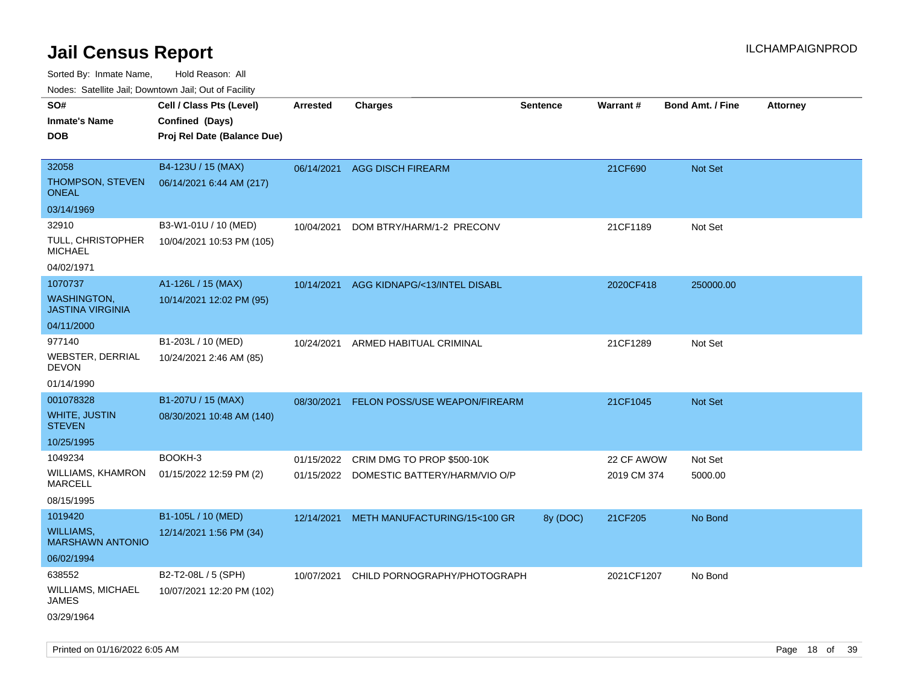# Jail Census Report

ILCHAMPAIGNPROD

Sorted By: Inmate Name, Hold Reason: All

Nodes: Satellite Jail; Downtown Jail; Out of Facility

| SO# / Inmate's Name / DOB | Cell / Class Pts (Level) / Confined (Days) / Proj Rel Date (Balance Due) | Arrested | Charges | Sentence | Warrant # | Bond Amt. / Fine | Attorney |
|---|---|---|---|---|---|---|---|
| 32058<br>THOMPSON, STEVEN ONEAL<br>03/14/1969 | B4-123U / 15 (MAX)<br>06/14/2021 6:44 AM (217) | 06/14/2021 | AGG DISCH FIREARM | | 21CF690 | Not Set | |
| 32910<br>TULL, CHRISTOPHER MICHAEL<br>04/02/1971 | B3-W1-01U / 10 (MED)<br>10/04/2021 10:53 PM (105) | 10/04/2021 | DOM BTRY/HARM/1-2 PRECONV | | 21CF1189 | Not Set | |
| 1070737<br>WASHINGTON, JASTINA VIRGINIA<br>04/11/2000 | A1-126L / 15 (MAX)<br>10/14/2021 12:02 PM (95) | 10/14/2021 | AGG KIDNAPG/<13/INTEL DISABL | | 2020CF418 | 250000.00 | |
| 977140<br>WEBSTER, DERRIAL DEVON<br>01/14/1990 | B1-203L / 10 (MED)<br>10/24/2021 2:46 AM (85) | 10/24/2021 | ARMED HABITUAL CRIMINAL | | 21CF1289 | Not Set | |
| 001078328<br>WHITE, JUSTIN STEVEN<br>10/25/1995 | B1-207U / 15 (MAX)<br>08/30/2021 10:48 AM (140) | 08/30/2021 | FELON POSS/USE WEAPON/FIREARM | | 21CF1045 | Not Set | |
| 1049234<br>WILLIAMS, KHAMRON MARCELL<br>08/15/1995 | BOOKH-3<br>01/15/2022 12:59 PM (2) | 01/15/2022 | CRIM DMG TO PROP $500-10K | | 22 CF AWOW | Not Set | |
| | | 01/15/2022 | DOMESTIC BATTERY/HARM/VIO O/P | | 2019 CM 374 | 5000.00 | |
| 1019420<br>WILLIAMS, MARSHAWN ANTONIO<br>06/02/1994 | B1-105L / 10 (MED)<br>12/14/2021 1:56 PM (34) | 12/14/2021 | METH MANUFACTURING/15<100 GR | 8y (DOC) | 21CF205 | No Bond | |
| 638552<br>WILLIAMS, MICHAEL JAMES<br>03/29/1964 | B2-T2-08L / 5 (SPH)<br>10/07/2021 12:20 PM (102) | 10/07/2021 | CHILD PORNOGRAPHY/PHOTOGRAPH | | 2021CF1207 | No Bond | |

Printed on 01/16/2022 6:05 AM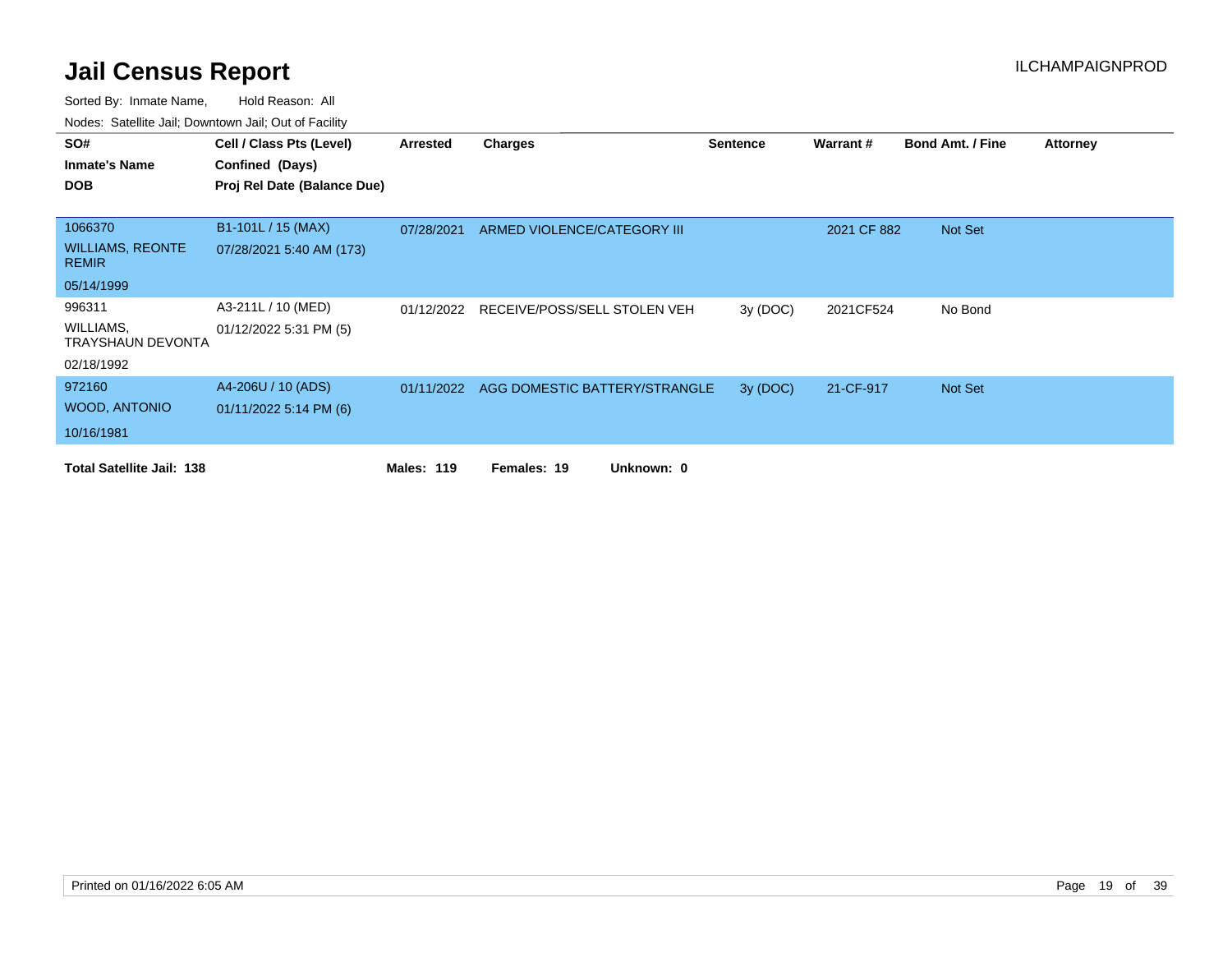# Jail Census Report

ILCHAMPAIGNPROD

Sorted By: Inmate Name, Hold Reason: All

Nodes: Satellite Jail; Downtown Jail; Out of Facility

| SO# / Inmate's Name / DOB | Cell / Class Pts (Level) / Confined (Days) / Proj Rel Date (Balance Due) | Arrested | Charges | Sentence | Warrant # | Bond Amt. / Fine | Attorney |
|---|---|---|---|---|---|---|---|
| 1066370<br>WILLIAMS, REONTE REMIR<br>05/14/1999 | B1-101L / 15 (MAX)<br>07/28/2021 5:40 AM (173) | 07/28/2021 | ARMED VIOLENCE/CATEGORY III | | 2021 CF 882 | Not Set | |
| 996311<br>WILLIAMS, TRAYSHAUN DEVONTA<br>02/18/1992 | A3-211L / 10 (MED)<br>01/12/2022 5:31 PM (5) | 01/12/2022 | RECEIVE/POSS/SELL STOLEN VEH | 3y (DOC) | 2021CF524 | No Bond | |
| 972160<br>WOOD, ANTONIO<br>10/16/1981 | A4-206U / 10 (ADS)<br>01/11/2022 5:14 PM (6) | 01/11/2022 | AGG DOMESTIC BATTERY/STRANGLE | 3y (DOC) | 21-CF-917 | Not Set | |

**Total Satellite Jail: 138** **Males: 119** **Females: 19** **Unknown: 0**

Printed on 01/16/2022 6:05 AM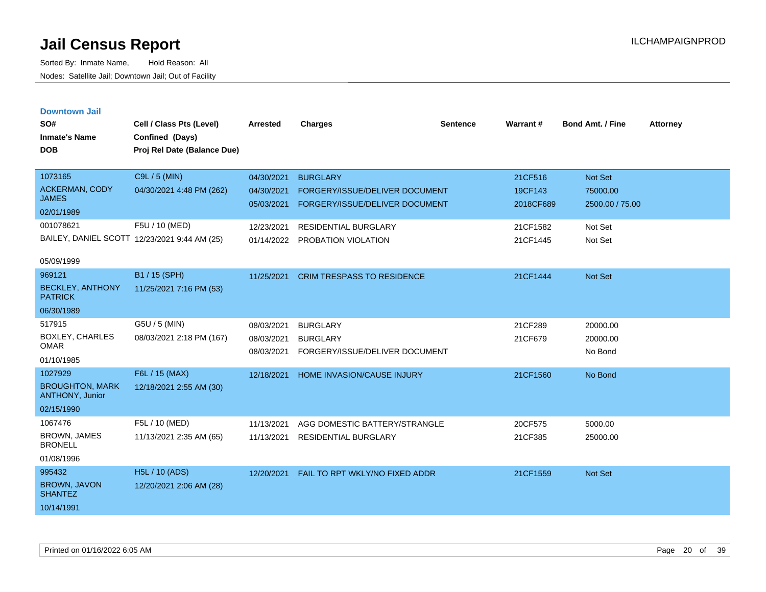# Jail Census Report

ILCHAMPAIGNPROD

Sorted By: Inmate Name, Hold Reason: All

Nodes: Satellite Jail; Downtown Jail; Out of Facility

## Downtown Jail

| SO# / Inmate's Name / DOB | Cell / Class Pts (Level) / Confined (Days) / Proj Rel Date (Balance Due) | Arrested | Charges | Sentence | Warrant # | Bond Amt. / Fine | Attorney |
|---|---|---|---|---|---|---|---|
| 1073165<br>ACKERMAN, CODY JAMES<br>02/01/1989 | C9L / 5 (MIN)<br>04/30/2021 4:48 PM (262) | 04/30/2021 | BURGLARY | | 21CF516 | Not Set | |
| | | 04/30/2021 | FORGERY/ISSUE/DELIVER DOCUMENT | | 19CF143 | 75000.00 | |
| | | 05/03/2021 | FORGERY/ISSUE/DELIVER DOCUMENT | | 2018CF689 | 2500.00 / 75.00 | |
| 001078621<br>BAILEY, DANIEL SCOTT<br>05/09/1999 | F5U / 10 (MED)<br>12/23/2021 9:44 AM (25) | 12/23/2021 | RESIDENTIAL BURGLARY | | 21CF1582 | Not Set | |
| | | 01/14/2022 | PROBATION VIOLATION | | 21CF1445 | Not Set | |
| 969121<br>BECKLEY, ANTHONY PATRICK<br>06/30/1989 | B1 / 15 (SPH)<br>11/25/2021 7:16 PM (53) | 11/25/2021 | CRIM TRESPASS TO RESIDENCE | | 21CF1444 | Not Set | |
| 517915<br>BOXLEY, CHARLES OMAR<br>01/10/1985 | G5U / 5 (MIN)<br>08/03/2021 2:18 PM (167) | 08/03/2021 | BURGLARY | | 21CF289 | 20000.00 | |
| | | 08/03/2021 | BURGLARY | | 21CF679 | 20000.00 | |
| | | 08/03/2021 | FORGERY/ISSUE/DELIVER DOCUMENT | | | No Bond | |
| 1027929<br>BROUGHTON, MARK ANTHONY, Junior<br>02/15/1990 | F6L / 15 (MAX)<br>12/18/2021 2:55 AM (30) | 12/18/2021 | HOME INVASION/CAUSE INJURY | | 21CF1560 | No Bond | |
| 1067476<br>BROWN, JAMES BRONELL<br>01/08/1996 | F5L / 10 (MED)<br>11/13/2021 2:35 AM (65) | 11/13/2021 | AGG DOMESTIC BATTERY/STRANGLE | | 20CF575 | 5000.00 | |
| | | 11/13/2021 | RESIDENTIAL BURGLARY | | 21CF385 | 25000.00 | |
| 995432<br>BROWN, JAVON SHANTEZ<br>10/14/1991 | H5L / 10 (ADS)<br>12/20/2021 2:06 AM (28) | 12/20/2021 | FAIL TO RPT WKLY/NO FIXED ADDR | | 21CF1559 | Not Set | |

Printed on 01/16/2022 6:05 AM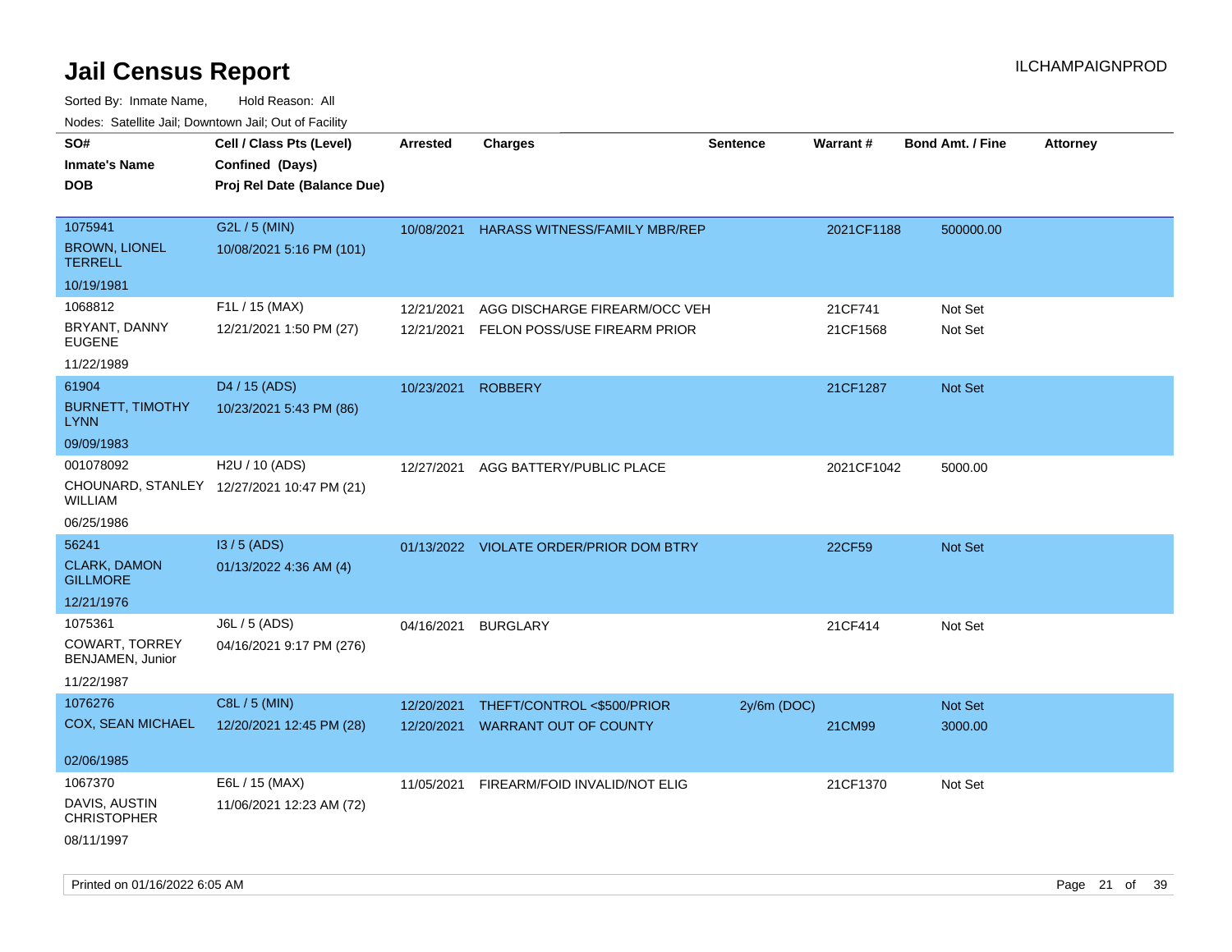# Jail Census Report

Sorted By: Inmate Name, Hold Reason: All

Nodes: Satellite Jail; Downtown Jail; Out of Facility

| SO# / Inmate's Name / DOB | Cell / Class Pts (Level) / Confined (Days) / Proj Rel Date (Balance Due) | Arrested | Charges | Sentence | Warrant # | Bond Amt. / Fine | Attorney |
|---|---|---|---|---|---|---|---|
| 1075941<br>BROWN, LIONEL TERRELL<br>10/19/1981 | G2L / 5 (MIN)<br>10/08/2021 5:16 PM (101) | 10/08/2021 | HARASS WITNESS/FAMILY MBR/REP | | 2021CF1188 | 500000.00 | |
| 1068812<br>BRYANT, DANNY EUGENE<br>11/22/1989 | F1L / 15 (MAX)<br>12/21/2021 1:50 PM (27) | 12/21/2021 | AGG DISCHARGE FIREARM/OCC VEH | | 21CF741 | Not Set | |
| | | 12/21/2021 | FELON POSS/USE FIREARM PRIOR | | 21CF1568 | Not Set | |
| 61904<br>BURNETT, TIMOTHY LYNN<br>09/09/1983 | D4 / 15 (ADS)<br>10/23/2021 5:43 PM (86) | 10/23/2021 | ROBBERY | | 21CF1287 | Not Set | |
| 001078092<br>CHOUNARD, STANLEY WILLIAM<br>06/25/1986 | H2U / 10 (ADS)<br>12/27/2021 10:47 PM (21) | 12/27/2021 | AGG BATTERY/PUBLIC PLACE | | 2021CF1042 | 5000.00 | |
| 56241<br>CLARK, DAMON GILLMORE<br>12/21/1976 | I3 / 5 (ADS)<br>01/13/2022 4:36 AM (4) | 01/13/2022 | VIOLATE ORDER/PRIOR DOM BTRY | | 22CF59 | Not Set | |
| 1075361<br>COWART, TORREY BENJAMEN, Junior<br>11/22/1987 | J6L / 5 (ADS)<br>04/16/2021 9:17 PM (276) | 04/16/2021 | BURGLARY | | 21CF414 | Not Set | |
| 1076276<br>COX, SEAN MICHAEL<br>02/06/1985 | C8L / 5 (MIN)<br>12/20/2021 12:45 PM (28) | 12/20/2021 | THEFT/CONTROL <$500/PRIOR | 2y/6m (DOC) | | Not Set | |
| | | 12/20/2021 | WARRANT OUT OF COUNTY | | 21CM99 | 3000.00 | |
| 1067370<br>DAVIS, AUSTIN CHRISTOPHER<br>08/11/1997 | E6L / 15 (MAX)<br>11/06/2021 12:23 AM (72) | 11/05/2021 | FIREARM/FOID INVALID/NOT ELIG | | 21CF1370 | Not Set | |

Printed on 01/16/2022 6:05 AM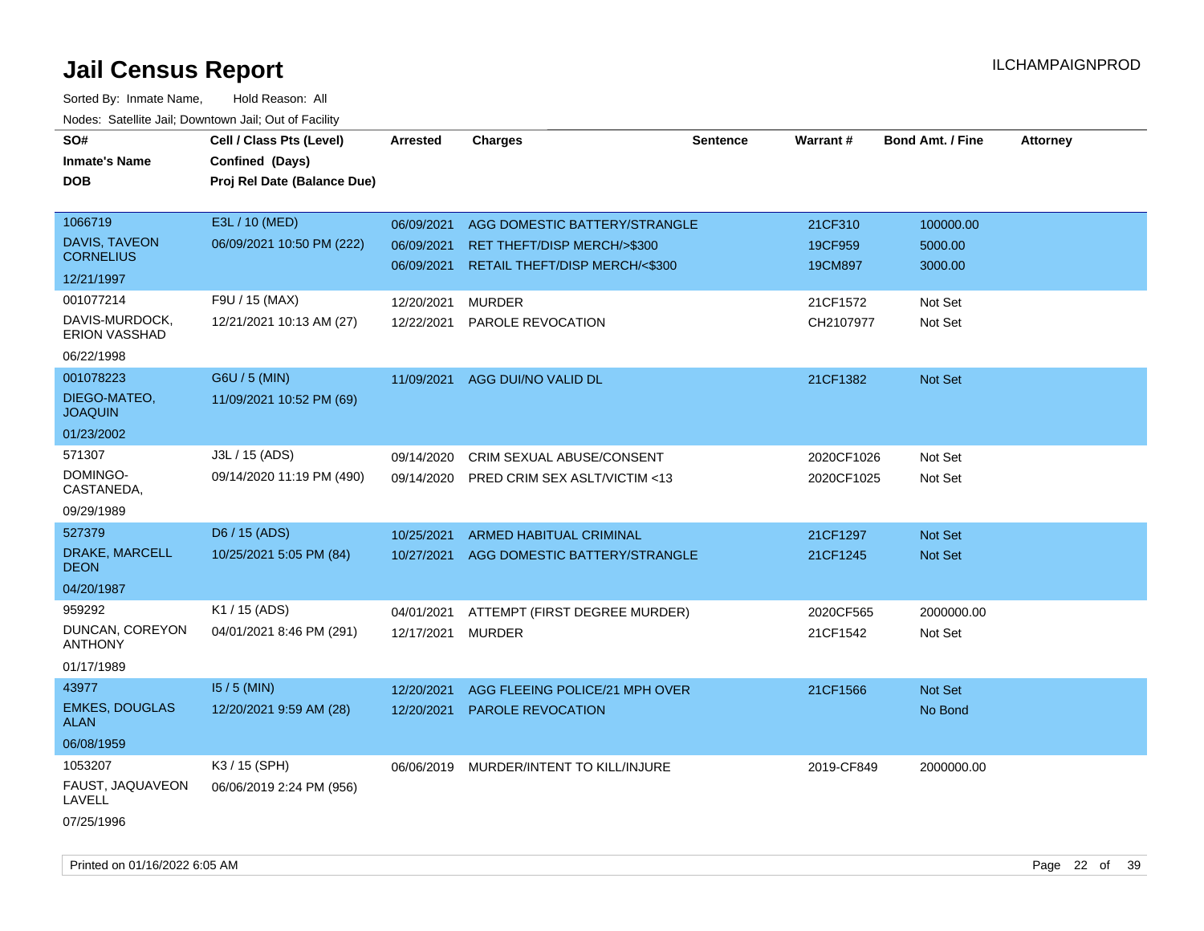# Jail Census Report

ILCHAMPAIGNPROD

Sorted By: Inmate Name, Hold Reason: All

Nodes: Satellite Jail; Downtown Jail; Out of Facility

| SO# / Inmate's Name / DOB | Cell / Class Pts (Level) / Confined (Days) / Proj Rel Date (Balance Due) | Arrested | Charges | Sentence | Warrant # | Bond Amt. / Fine | Attorney |
|---|---|---|---|---|---|---|---|
| 1066719<br>DAVIS, TAVEON CORNELIUS<br>12/21/1997 | E3L / 10 (MED)<br>06/09/2021 10:50 PM (222) | 06/09/2021<br>06/09/2021<br>06/09/2021 | AGG DOMESTIC BATTERY/STRANGLE<br>RET THEFT/DISP MERCH/>$300<br>RETAIL THEFT/DISP MERCH/<$300 | | 21CF310<br>19CF959<br>19CM897 | 100000.00<br>5000.00<br>3000.00 | |
| 001077214<br>DAVIS-MURDOCK, ERION VASSHAD<br>06/22/1998 | F9U / 15 (MAX)<br>12/21/2021 10:13 AM (27) | 12/20/2021<br>12/22/2021 | MURDER<br>PAROLE REVOCATION | | 21CF1572<br>CH2107977 | Not Set<br>Not Set | |
| 001078223<br>DIEGO-MATEO, JOAQUIN<br>01/23/2002 | G6U / 5 (MIN)<br>11/09/2021 10:52 PM (69) | 11/09/2021 | AGG DUI/NO VALID DL | | 21CF1382 | Not Set | |
| 571307<br>DOMINGO-CASTANEDA,<br>09/29/1989 | J3L / 15 (ADS)<br>09/14/2020 11:19 PM (490) | 09/14/2020<br>09/14/2020 | CRIM SEXUAL ABUSE/CONSENT<br>PRED CRIM SEX ASLT/VICTIM <13 | | 2020CF1026<br>2020CF1025 | Not Set<br>Not Set | |
| 527379<br>DRAKE, MARCELL DEON<br>04/20/1987 | D6 / 15 (ADS)<br>10/25/2021 5:05 PM (84) | 10/25/2021<br>10/27/2021 | ARMED HABITUAL CRIMINAL<br>AGG DOMESTIC BATTERY/STRANGLE | | 21CF1297<br>21CF1245 | Not Set<br>Not Set | |
| 959292<br>DUNCAN, COREYON ANTHONY<br>01/17/1989 | K1 / 15 (ADS)<br>04/01/2021 8:46 PM (291) | 04/01/2021<br>12/17/2021 | ATTEMPT (FIRST DEGREE MURDER)<br>MURDER | | 2020CF565<br>21CF1542 | 2000000.00<br>Not Set | |
| 43977<br>EMKES, DOUGLAS ALAN<br>06/08/1959 | I5 / 5 (MIN)<br>12/20/2021 9:59 AM (28) | 12/20/2021<br>12/20/2021 | AGG FLEEING POLICE/21 MPH OVER<br>PAROLE REVOCATION | | 21CF1566 | Not Set<br>No Bond | |
| 1053207<br>FAUST, JAQUAVEON LAVELL<br>07/25/1996 | K3 / 15 (SPH)<br>06/06/2019 2:24 PM (956) | 06/06/2019 | MURDER/INTENT TO KILL/INJURE | | 2019-CF849 | 2000000.00 | |

Printed on 01/16/2022 6:05 AM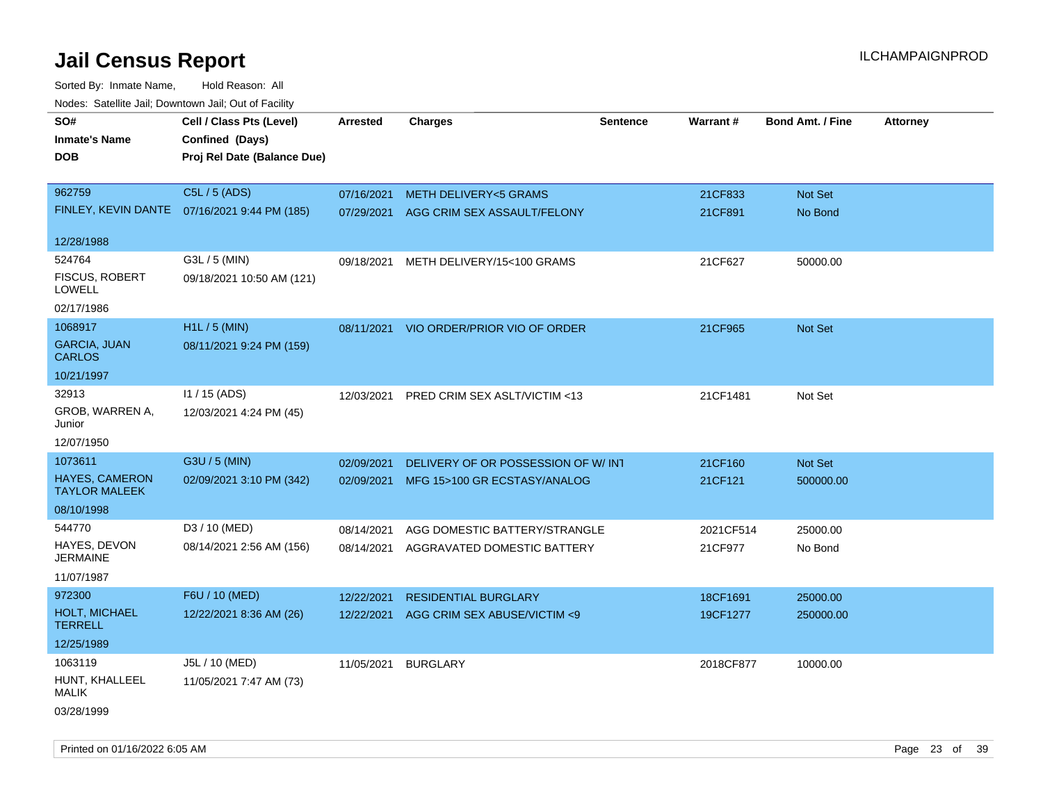# Jail Census Report

Sorted By: Inmate Name, Hold Reason: All

Nodes: Satellite Jail; Downtown Jail; Out of Facility

| SO# / Inmate's Name / DOB | Cell / Class Pts (Level) / Confined (Days) / Proj Rel Date (Balance Due) | Arrested | Charges | Sentence | Warrant # | Bond Amt. / Fine | Attorney |
|---|---|---|---|---|---|---|---|
| 962759<br>FINLEY, KEVIN DANTE<br>12/28/1988 | C5L / 5 (ADS)<br>07/16/2021 9:44 PM (185) | 07/16/2021<br>07/29/2021 | METH DELIVERY<5 GRAMS<br>AGG CRIM SEX ASSAULT/FELONY | | 21CF833<br>21CF891 | Not Set<br>No Bond | |
| 524764<br>FISCUS, ROBERT LOWELL<br>02/17/1986 | G3L / 5 (MIN)<br>09/18/2021 10:50 AM (121) | 09/18/2021 | METH DELIVERY/15<100 GRAMS | | 21CF627 | 50000.00 | |
| 1068917<br>GARCIA, JUAN CARLOS<br>10/21/1997 | H1L / 5 (MIN)<br>08/11/2021 9:24 PM (159) | 08/11/2021 | VIO ORDER/PRIOR VIO OF ORDER | | 21CF965 | Not Set | |
| 32913<br>GROB, WARREN A, Junior<br>12/07/1950 | I1 / 15 (ADS)<br>12/03/2021 4:24 PM (45) | 12/03/2021 | PRED CRIM SEX ASLT/VICTIM <13 | | 21CF1481 | Not Set | |
| 1073611<br>HAYES, CAMERON TAYLOR MALEEK<br>08/10/1998 | G3U / 5 (MIN)<br>02/09/2021 3:10 PM (342) | 02/09/2021<br>02/09/2021 | DELIVERY OF OR POSSESSION OF W/ INT<br>MFG 15>100 GR ECSTASY/ANALOG | | 21CF160<br>21CF121 | Not Set<br>500000.00 | |
| 544770<br>HAYES, DEVON JERMAINE<br>11/07/1987 | D3 / 10 (MED)<br>08/14/2021 2:56 AM (156) | 08/14/2021<br>08/14/2021 | AGG DOMESTIC BATTERY/STRANGLE<br>AGGRAVATED DOMESTIC BATTERY | | 2021CF514<br>21CF977 | 25000.00<br>No Bond | |
| 972300<br>HOLT, MICHAEL TERRELL<br>12/25/1989 | F6U / 10 (MED)<br>12/22/2021 8:36 AM (26) | 12/22/2021<br>12/22/2021 | RESIDENTIAL BURGLARY<br>AGG CRIM SEX ABUSE/VICTIM <9 | | 18CF1691<br>19CF1277 | 25000.00<br>250000.00 | |
| 1063119<br>HUNT, KHALLEEL MALIK<br>03/28/1999 | J5L / 10 (MED)<br>11/05/2021 7:47 AM (73) | 11/05/2021 | BURGLARY | | 2018CF877 | 10000.00 | |

Printed on 01/16/2022 6:05 AM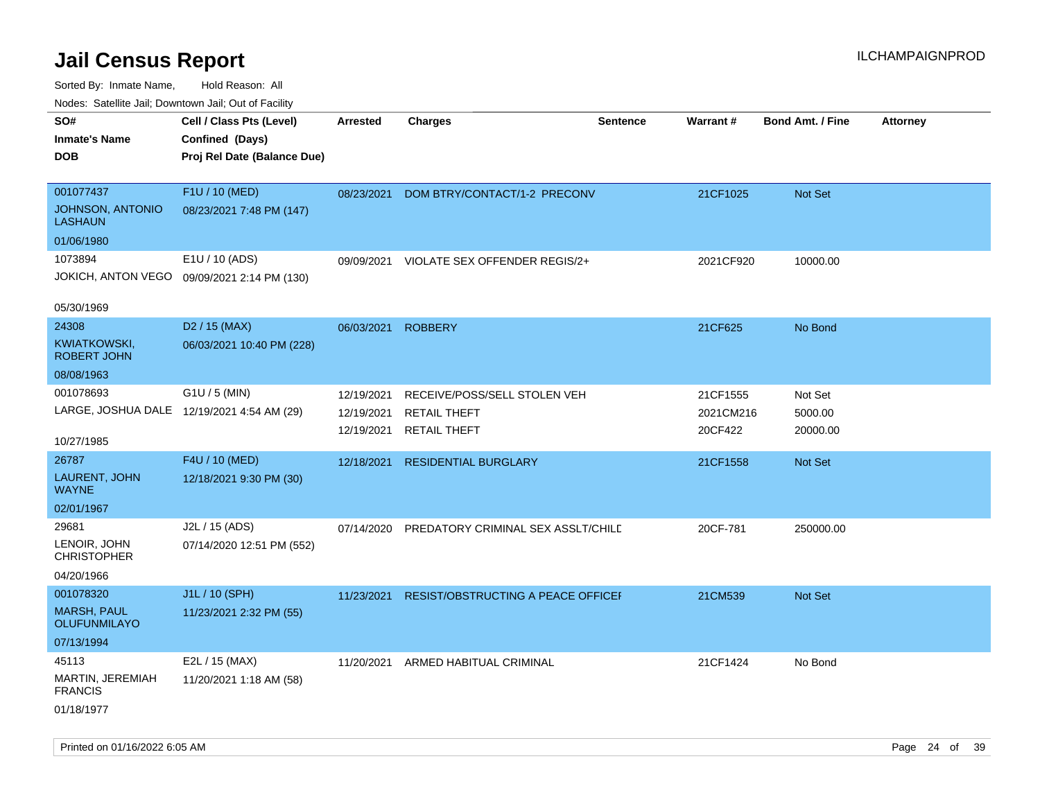# Jail Census Report

ILCHAMPAIGNPROD

Sorted By: Inmate Name, Hold Reason: All

Nodes: Satellite Jail; Downtown Jail; Out of Facility

| SO#<br>Inmate's Name<br>DOB | Cell / Class Pts (Level)<br>Confined (Days)<br>Proj Rel Date (Balance Due) | Arrested | Charges | Sentence | Warrant # | Bond Amt. / Fine | Attorney |
|---|---|---|---|---|---|---|---|
| 001077437<br>JOHNSON, ANTONIO LASHAUN<br>01/06/1980 | F1U / 10 (MED)<br>08/23/2021 7:48 PM (147) | 08/23/2021 | DOM BTRY/CONTACT/1-2 PRECONV | | 21CF1025 | Not Set | |
| 1073894<br>JOKICH, ANTON VEGO<br>05/30/1969 | E1U / 10 (ADS)<br>09/09/2021 2:14 PM (130) | 09/09/2021 | VIOLATE SEX OFFENDER REGIS/2+ | | 2021CF920 | 10000.00 | |
| 24308<br>KWIATKOWSKI, ROBERT JOHN<br>08/08/1963 | D2 / 15 (MAX)<br>06/03/2021 10:40 PM (228) | 06/03/2021 | ROBBERY | | 21CF625 | No Bond | |
| 001078693<br>LARGE, JOSHUA DALE<br>10/27/1985 | G1U / 5 (MIN)<br>12/19/2021 4:54 AM (29) | 12/19/2021<br>12/19/2021<br>12/19/2021 | RECEIVE/POSS/SELL STOLEN VEH<br>RETAIL THEFT<br>RETAIL THEFT | | 21CF1555<br>2021CM216<br>20CF422 | Not Set<br>5000.00<br>20000.00 | |
| 26787<br>LAURENT, JOHN WAYNE<br>02/01/1967 | F4U / 10 (MED)<br>12/18/2021 9:30 PM (30) | 12/18/2021 | RESIDENTIAL BURGLARY | | 21CF1558 | Not Set | |
| 29681<br>LENOIR, JOHN CHRISTOPHER<br>04/20/1966 | J2L / 15 (ADS)<br>07/14/2020 12:51 PM (552) | 07/14/2020 | PREDATORY CRIMINAL SEX ASSLT/CHILD | | 20CF-781 | 250000.00 | |
| 001078320<br>MARSH, PAUL OLUFUNMILAYO<br>07/13/1994 | J1L / 10 (SPH)<br>11/23/2021 2:32 PM (55) | 11/23/2021 | RESIST/OBSTRUCTING A PEACE OFFICER | | 21CM539 | Not Set | |
| 45113<br>MARTIN, JEREMIAH FRANCIS<br>01/18/1977 | E2L / 15 (MAX)<br>11/20/2021 1:18 AM (58) | 11/20/2021 | ARMED HABITUAL CRIMINAL | | 21CF1424 | No Bond | |

Printed on 01/16/2022 6:05 AM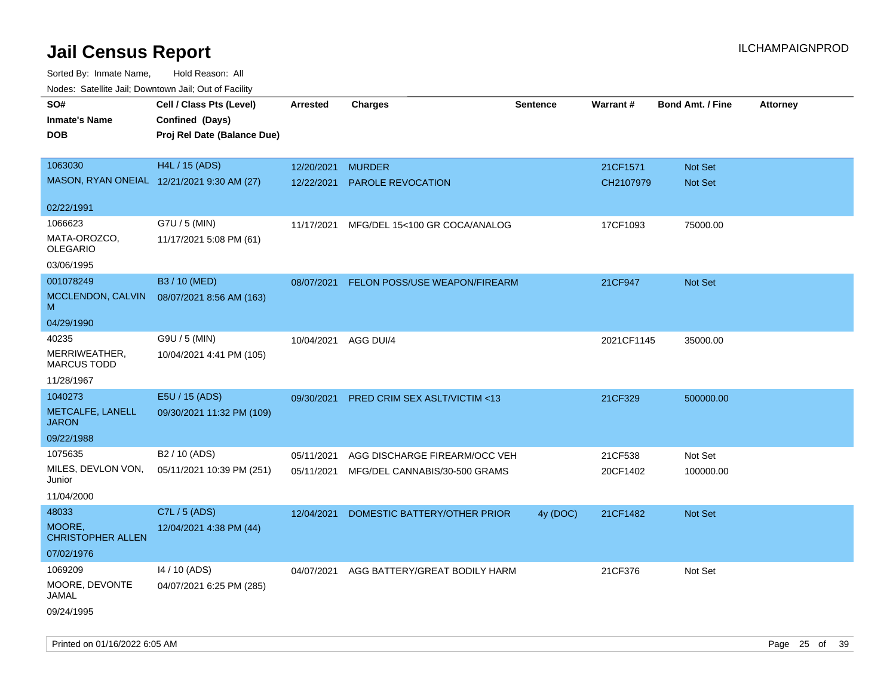# Jail Census Report

ILCHAMPAIGNPROD

Sorted By: Inmate Name, Hold Reason: All

Nodes: Satellite Jail; Downtown Jail; Out of Facility

| SO# / Inmate's Name / DOB | Cell / Class Pts (Level) / Confined (Days) / Proj Rel Date (Balance Due) | Arrested | Charges | Sentence | Warrant # | Bond Amt. / Fine | Attorney |
|---|---|---|---|---|---|---|---|
| 1063030<br>MASON, RYAN ONEIAL<br>02/22/1991 | H4L / 15 (ADS)<br>12/21/2021 9:30 AM (27) | 12/20/2021<br>12/22/2021 | MURDER<br>PAROLE REVOCATION | | 21CF1571<br>CH2107979 | Not Set<br>Not Set | |
| 1066623<br>MATA-OROZCO, OLEGARIO<br>03/06/1995 | G7U / 5 (MIN)<br>11/17/2021 5:08 PM (61) | 11/17/2021 | MFG/DEL 15<100 GR COCA/ANALOG | | 17CF1093 | 75000.00 | |
| 001078249<br>MCCLENDON, CALVIN M<br>04/29/1990 | B3 / 10 (MED)<br>08/07/2021 8:56 AM (163) | 08/07/2021 | FELON POSS/USE WEAPON/FIREARM | | 21CF947 | Not Set | |
| 40235<br>MERRIWEATHER, MARCUS TODD<br>11/28/1967 | G9U / 5 (MIN)<br>10/04/2021 4:41 PM (105) | 10/04/2021 | AGG DUI/4 | | 2021CF1145 | 35000.00 | |
| 1040273<br>METCALFE, LANELL JARON<br>09/22/1988 | E5U / 15 (ADS)<br>09/30/2021 11:32 PM (109) | 09/30/2021 | PRED CRIM SEX ASLT/VICTIM <13 | | 21CF329 | 500000.00 | |
| 1075635<br>MILES, DEVLON VON, Junior<br>11/04/2000 | B2 / 10 (ADS)<br>05/11/2021 10:39 PM (251) | 05/11/2021<br>05/11/2021 | AGG DISCHARGE FIREARM/OCC VEH<br>MFG/DEL CANNABIS/30-500 GRAMS | | 21CF538<br>20CF1402 | Not Set<br>100000.00 | |
| 48033<br>MOORE, CHRISTOPHER ALLEN<br>07/02/1976 | C7L / 5 (ADS)<br>12/04/2021 4:38 PM (44) | 12/04/2021 | DOMESTIC BATTERY/OTHER PRIOR | 4y (DOC) | 21CF1482 | Not Set | |
| 1069209<br>MOORE, DEVONTE JAMAL<br>09/24/1995 | I4 / 10 (ADS)<br>04/07/2021 6:25 PM (285) | 04/07/2021 | AGG BATTERY/GREAT BODILY HARM | | 21CF376 | Not Set | |

Printed on 01/16/2022 6:05 AM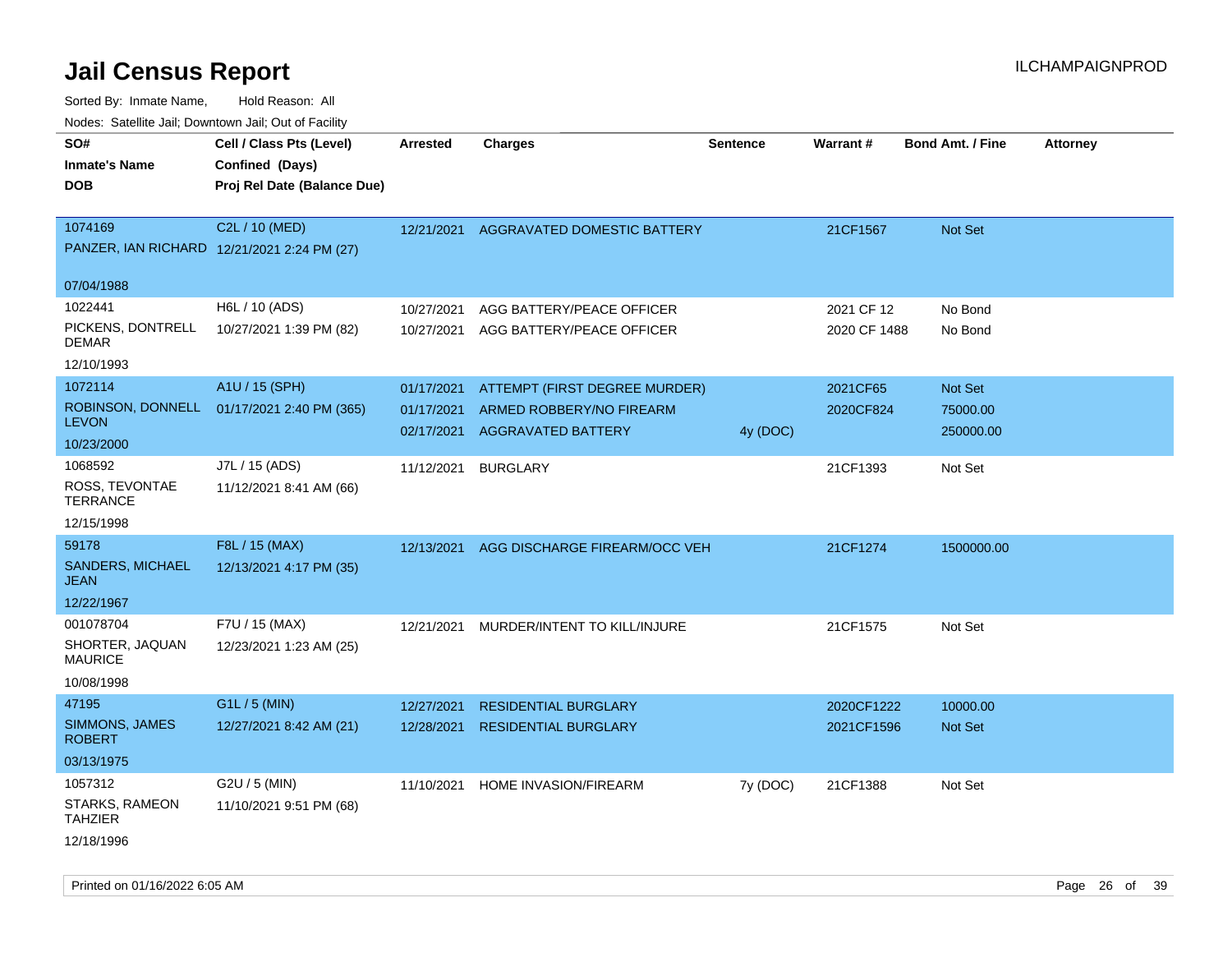# Jail Census Report

ILCHAMPAIGNPROD

Sorted By: Inmate Name, Hold Reason: All

Nodes: Satellite Jail; Downtown Jail; Out of Facility

| SO# / Inmate's Name / DOB | Cell / Class Pts (Level) / Confined (Days) / Proj Rel Date (Balance Due) | Arrested | Charges | Sentence | Warrant # | Bond Amt. / Fine | Attorney |
|---|---|---|---|---|---|---|---|
| 1074169 PANZER, IAN RICHARD 07/04/1988 | C2L / 10 (MED) 12/21/2021 2:24 PM (27) | 12/21/2021 | AGGRAVATED DOMESTIC BATTERY | | 21CF1567 | Not Set | |
| 1022441 PICKENS, DONTRELL DEMAR 12/10/1993 | H6L / 10 (ADS) 10/27/2021 1:39 PM (82) | 10/27/2021 | AGG BATTERY/PEACE OFFICER | | 2021 CF 12 | No Bond | |
| | | 10/27/2021 | AGG BATTERY/PEACE OFFICER | | 2020 CF 1488 | No Bond | |
| 1072114 ROBINSON, DONNELL LEVON 10/23/2000 | A1U / 15 (SPH) 01/17/2021 2:40 PM (365) | 01/17/2021 | ATTEMPT (FIRST DEGREE MURDER) | | 2021CF65 | Not Set | |
| | | 01/17/2021 | ARMED ROBBERY/NO FIREARM | | 2020CF824 | 75000.00 | |
| | | 02/17/2021 | AGGRAVATED BATTERY | 4y (DOC) | | 250000.00 | |
| 1068592 ROSS, TEVONTAE TERRANCE 12/15/1998 | J7L / 15 (ADS) 11/12/2021 8:41 AM (66) | 11/12/2021 | BURGLARY | | 21CF1393 | Not Set | |
| 59178 SANDERS, MICHAEL JEAN 12/22/1967 | F8L / 15 (MAX) 12/13/2021 4:17 PM (35) | 12/13/2021 | AGG DISCHARGE FIREARM/OCC VEH | | 21CF1274 | 1500000.00 | |
| 001078704 SHORTER, JAQUAN MAURICE 10/08/1998 | F7U / 15 (MAX) 12/23/2021 1:23 AM (25) | 12/21/2021 | MURDER/INTENT TO KILL/INJURE | | 21CF1575 | Not Set | |
| 47195 SIMMONS, JAMES ROBERT 03/13/1975 | G1L / 5 (MIN) 12/27/2021 8:42 AM (21) | 12/27/2021 | RESIDENTIAL BURGLARY | | 2020CF1222 | 10000.00 | |
| | | 12/28/2021 | RESIDENTIAL BURGLARY | | 2021CF1596 | Not Set | |
| 1057312 STARKS, RAMEON TAHZIER 12/18/1996 | G2U / 5 (MIN) 11/10/2021 9:51 PM (68) | 11/10/2021 | HOME INVASION/FIREARM | 7y (DOC) | 21CF1388 | Not Set | |

Printed on 01/16/2022 6:05 AM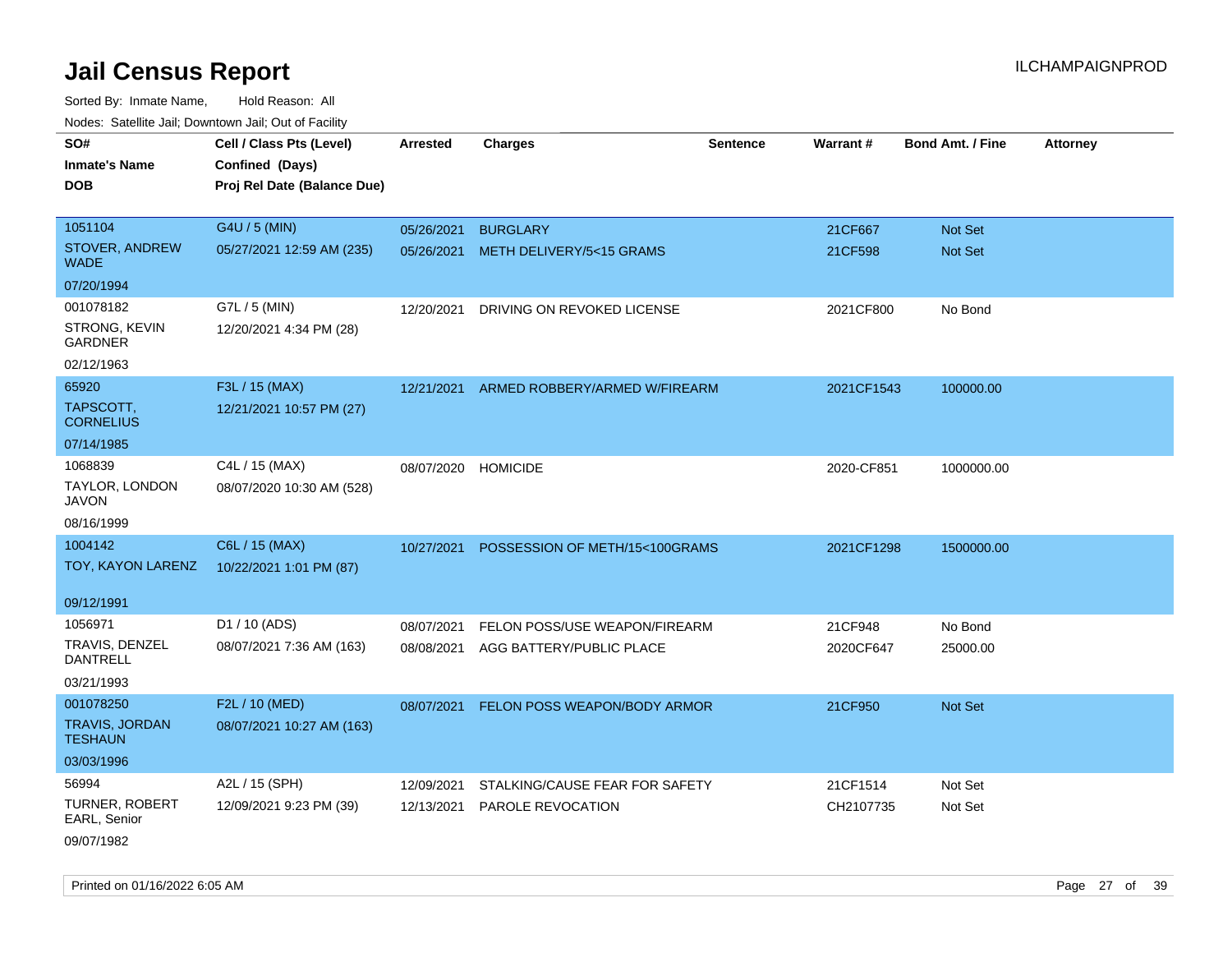# Jail Census Report

ILCHAMPAIGNPROD

Sorted By: Inmate Name, Hold Reason: All

Nodes: Satellite Jail; Downtown Jail; Out of Facility

| SO# / Inmate's Name / DOB | Cell / Class Pts (Level) / Confined (Days) / Proj Rel Date (Balance Due) | Arrested | Charges | Sentence | Warrant # | Bond Amt. / Fine | Attorney |
|---|---|---|---|---|---|---|---|
| 1051104<br>STOVER, ANDREW WADE<br>07/20/1994 | G4U / 5 (MIN)<br>05/27/2021 12:59 AM (235) | 05/26/2021<br>05/26/2021 | BURGLARY<br>METH DELIVERY/5<15 GRAMS | | 21CF667<br>21CF598 | Not Set<br>Not Set | |
| 001078182<br>STRONG, KEVIN GARDNER<br>02/12/1963 | G7L / 5 (MIN)<br>12/20/2021 4:34 PM (28) | 12/20/2021 | DRIVING ON REVOKED LICENSE | | 2021CF800 | No Bond | |
| 65920<br>TAPSCOTT, CORNELIUS<br>07/14/1985 | F3L / 15 (MAX)<br>12/21/2021 10:57 PM (27) | 12/21/2021 | ARMED ROBBERY/ARMED W/FIREARM | | 2021CF1543 | 100000.00 | |
| 1068839<br>TAYLOR, LONDON JAVON<br>08/16/1999 | C4L / 15 (MAX)<br>08/07/2020 10:30 AM (528) | 08/07/2020 | HOMICIDE | | 2020-CF851 | 1000000.00 | |
| 1004142<br>TOY, KAYON LARENZ<br>09/12/1991 | C6L / 15 (MAX)<br>10/22/2021 1:01 PM (87) | 10/27/2021 | POSSESSION OF METH/15<100GRAMS | | 2021CF1298 | 1500000.00 | |
| 1056971<br>TRAVIS, DENZEL DANTRELL<br>03/21/1993 | D1 / 10 (ADS)<br>08/07/2021 7:36 AM (163) | 08/07/2021<br>08/08/2021 | FELON POSS/USE WEAPON/FIREARM<br>AGG BATTERY/PUBLIC PLACE | | 21CF948<br>2020CF647 | No Bond<br>25000.00 | |
| 001078250<br>TRAVIS, JORDAN TESHAUN<br>03/03/1996 | F2L / 10 (MED)<br>08/07/2021 10:27 AM (163) | 08/07/2021 | FELON POSS WEAPON/BODY ARMOR | | 21CF950 | Not Set | |
| 56994<br>TURNER, ROBERT EARL, Senior<br>09/07/1982 | A2L / 15 (SPH)<br>12/09/2021 9:23 PM (39) | 12/09/2021<br>12/13/2021 | STALKING/CAUSE FEAR FOR SAFETY<br>PAROLE REVOCATION | | 21CF1514<br>CH2107735 | Not Set<br>Not Set | |

Printed on 01/16/2022 6:05 AM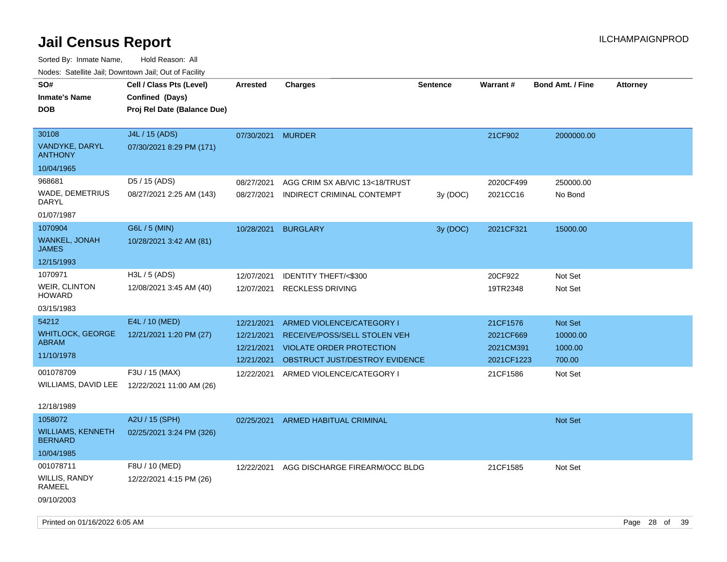# Jail Census Report

ILCHAMPAIGNPROD

Sorted By: Inmate Name, Hold Reason: All

Nodes: Satellite Jail; Downtown Jail; Out of Facility

| SO# / Inmate's Name / DOB | Cell / Class Pts (Level) / Confined (Days) / Proj Rel Date (Balance Due) | Arrested | Charges | Sentence | Warrant # | Bond Amt. / Fine | Attorney |
|---|---|---|---|---|---|---|---|
| 30108<br>VANDYKE, DARYL ANTHONY<br>10/04/1965 | J4L / 15 (ADS)<br>07/30/2021 8:29 PM (171) | 07/30/2021 | MURDER | | 21CF902 | 2000000.00 | |
| 968681<br>WADE, DEMETRIUS DARYL<br>01/07/1987 | D5 / 15 (ADS)<br>08/27/2021 2:25 AM (143) | 08/27/2021 | AGG CRIM SX AB/VIC 13<18/TRUST | | 2020CF499 | 250000.00 | |
| | | 08/27/2021 | INDIRECT CRIMINAL CONTEMPT | 3y (DOC) | 2021CC16 | No Bond | |
| 1070904<br>WANKEL, JONAH JAMES<br>12/15/1993 | G6L / 5 (MIN)<br>10/28/2021 3:42 AM (81) | 10/28/2021 | BURGLARY | 3y (DOC) | 2021CF321 | 15000.00 | |
| 1070971<br>WEIR, CLINTON HOWARD<br>03/15/1983 | H3L / 5 (ADS)<br>12/08/2021 3:45 AM (40) | 12/07/2021 | IDENTITY THEFT/<$300 | | 20CF922 | Not Set | |
| | | 12/07/2021 | RECKLESS DRIVING | | 19TR2348 | Not Set | |
| 54212<br>WHITLOCK, GEORGE ABRAM<br>11/10/1978 | E4L / 10 (MED)<br>12/21/2021 1:20 PM (27) | 12/21/2021 | ARMED VIOLENCE/CATEGORY I | | 21CF1576 | Not Set | |
| | | 12/21/2021 | RECEIVE/POSS/SELL STOLEN VEH | | 2021CF669 | 10000.00 | |
| | | 12/21/2021 | VIOLATE ORDER PROTECTION | | 2021CM391 | 1000.00 | |
| | | 12/21/2021 | OBSTRUCT JUST/DESTROY EVIDENCE | | 2021CF1223 | 700.00 | |
| 001078709<br>WILLIAMS, DAVID LEE<br>12/18/1989 | F3U / 15 (MAX)<br>12/22/2021 11:00 AM (26) | 12/22/2021 | ARMED VIOLENCE/CATEGORY I | | 21CF1586 | Not Set | |
| 1058072<br>WILLIAMS, KENNETH BERNARD<br>10/04/1985 | A2U / 15 (SPH)<br>02/25/2021 3:24 PM (326) | 02/25/2021 | ARMED HABITUAL CRIMINAL | | | Not Set | |
| 001078711<br>WILLIS, RANDY RAMEEL<br>09/10/2003 | F8U / 10 (MED)<br>12/22/2021 4:15 PM (26) | 12/22/2021 | AGG DISCHARGE FIREARM/OCC BLDG | | 21CF1585 | Not Set | |

Printed on 01/16/2022 6:05 AM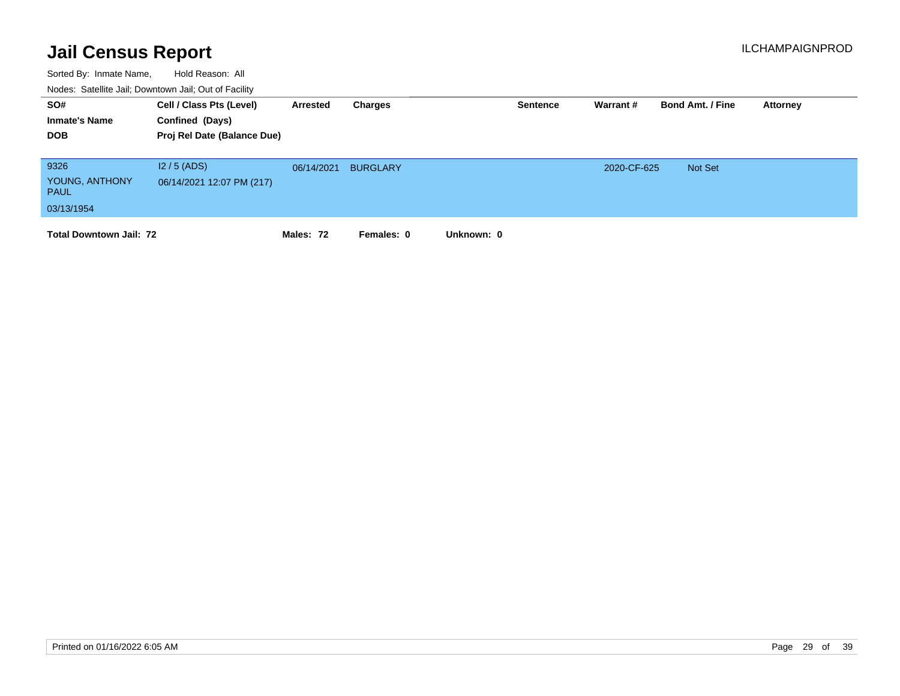# Jail Census Report

ILCHAMPAIGNPROD

Sorted By: Inmate Name, Hold Reason: All

Nodes: Satellite Jail; Downtown Jail; Out of Facility

| SO# / Inmate's Name / DOB | Cell / Class Pts (Level) / Confined (Days) / Proj Rel Date (Balance Due) | Arrested | Charges | Sentence | Warrant # | Bond Amt. / Fine | Attorney |
|---|---|---|---|---|---|---|---|
| 9326<br>YOUNG, ANTHONY PAUL<br>03/13/1954 | I2 / 5 (ADS)<br>06/14/2021 12:07 PM (217) | 06/14/2021 | BURGLARY | | 2020-CF-625 | Not Set | |

**Total Downtown Jail: 72** **Males: 72** **Females: 0** **Unknown: 0**

Printed on 01/16/2022 6:05 AM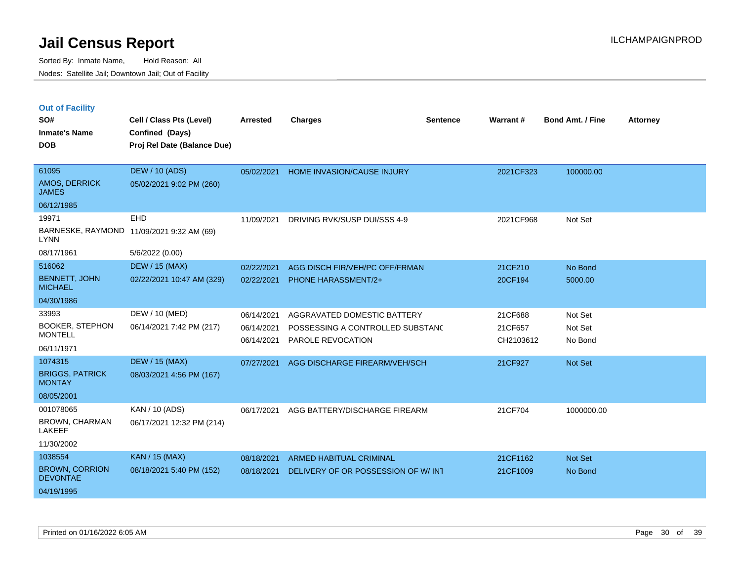# Jail Census Report

Sorted By: Inmate Name, Hold Reason: All

Nodes: Satellite Jail; Downtown Jail; Out of Facility

ILCHAMPAIGNPROD

## Out of Facility

| SO# / Inmate's Name / DOB | Cell / Class Pts (Level) / Confined (Days) / Proj Rel Date (Balance Due) | Arrested | Charges | Sentence | Warrant # | Bond Amt. / Fine | Attorney |
|---|---|---|---|---|---|---|---|
| 61095<br>AMOS, DERRICK JAMES<br>06/12/1985 | DEW / 10 (ADS)<br>05/02/2021 9:02 PM (260) | 05/02/2021 | HOME INVASION/CAUSE INJURY | | 2021CF323 | 100000.00 | |
| 19971<br>BARNESKE, RAYMOND LYNN<br>08/17/1961 | EHD<br>11/09/2021 9:32 AM (69)<br>5/6/2022 (0.00) | 11/09/2021 | DRIVING RVK/SUSP DUI/SSS 4-9 | | 2021CF968 | Not Set | |
| 516062<br>BENNETT, JOHN MICHAEL<br>04/30/1986 | DEW / 15 (MAX)<br>02/22/2021 10:47 AM (329) | 02/22/2021<br>02/22/2021 | AGG DISCH FIR/VEH/PC OFF/FRMAN<br>PHONE HARASSMENT/2+ | | 21CF210<br>20CF194 | No Bond<br>5000.00 | |
| 33993<br>BOOKER, STEPHON MONTELL<br>06/11/1971 | DEW / 10 (MED)<br>06/14/2021 7:42 PM (217) | 06/14/2021<br>06/14/2021<br>06/14/2021 | AGGRAVATED DOMESTIC BATTERY<br>POSSESSING A CONTROLLED SUBSTANC<br>PAROLE REVOCATION | | 21CF688<br>21CF657<br>CH2103612 | Not Set<br>Not Set<br>No Bond | |
| 1074315<br>BRIGGS, PATRICK MONTAY<br>08/05/2001 | DEW / 15 (MAX)<br>08/03/2021 4:56 PM (167) | 07/27/2021 | AGG DISCHARGE FIREARM/VEH/SCH | | 21CF927 | Not Set | |
| 001078065<br>BROWN, CHARMAN LAKEEF<br>11/30/2002 | KAN / 10 (ADS)<br>06/17/2021 12:32 PM (214) | 06/17/2021 | AGG BATTERY/DISCHARGE FIREARM | | 21CF704 | 1000000.00 | |
| 1038554<br>BROWN, CORRION DEVONTAE<br>04/19/1995 | KAN / 15 (MAX)<br>08/18/2021 5:40 PM (152) | 08/18/2021<br>08/18/2021 | ARMED HABITUAL CRIMINAL<br>DELIVERY OF OR POSSESSION OF W/ INT | | 21CF1162<br>21CF1009 | Not Set<br>No Bond | |

Printed on 01/16/2022 6:05 AM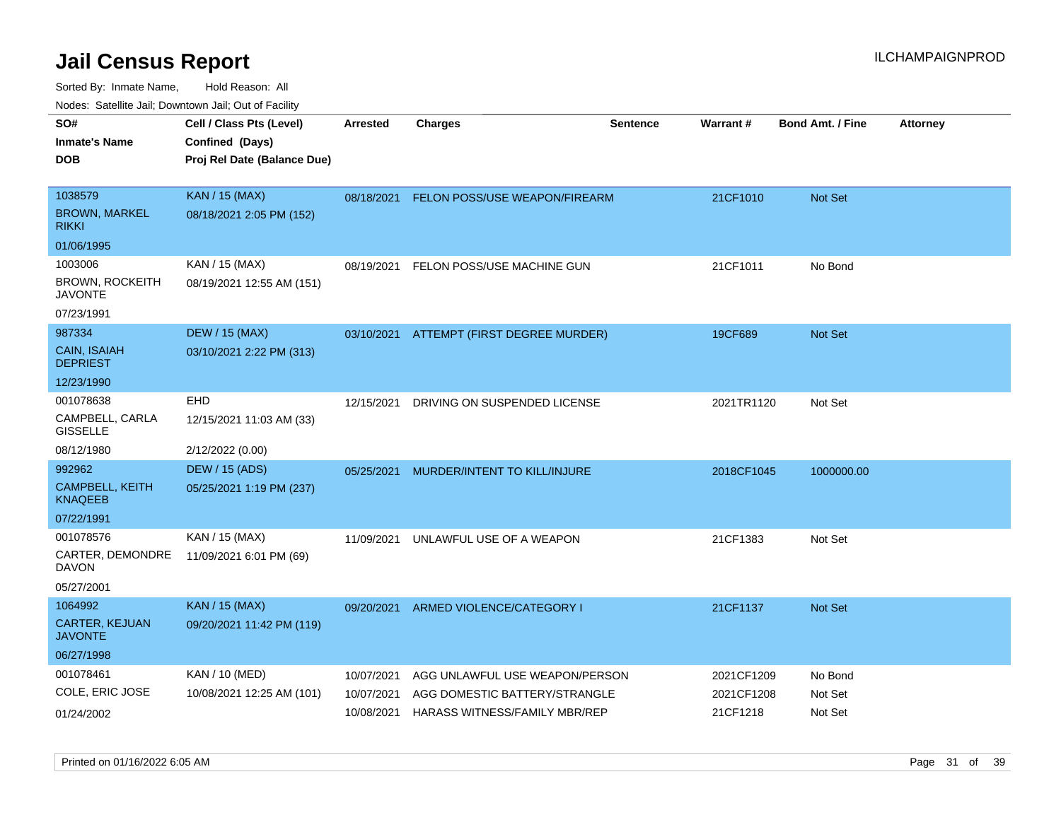# Jail Census Report

ILCHAMPAIGNPROD

Sorted By: Inmate Name, Hold Reason: All

Nodes: Satellite Jail; Downtown Jail; Out of Facility

| SO# / Inmate's Name / DOB | Cell / Class Pts (Level) / Confined (Days) / Proj Rel Date (Balance Due) | Arrested | Charges | Sentence | Warrant # | Bond Amt. / Fine | Attorney |
|---|---|---|---|---|---|---|---|
| 1038579<br>BROWN, MARKEL RIKKI<br>01/06/1995 | KAN / 15 (MAX)<br>08/18/2021 2:05 PM (152) | 08/18/2021 | FELON POSS/USE WEAPON/FIREARM | | 21CF1010 | Not Set | |
| 1003006<br>BROWN, ROCKEITH JAVONTE<br>07/23/1991 | KAN / 15 (MAX)<br>08/19/2021 12:55 AM (151) | 08/19/2021 | FELON POSS/USE MACHINE GUN | | 21CF1011 | No Bond | |
| 987334<br>CAIN, ISAIAH DEPRIEST<br>12/23/1990 | DEW / 15 (MAX)<br>03/10/2021 2:22 PM (313) | 03/10/2021 | ATTEMPT (FIRST DEGREE MURDER) | | 19CF689 | Not Set | |
| 001078638<br>CAMPBELL, CARLA GISSELLE<br>08/12/1980 | EHD<br>12/15/2021 11:03 AM (33)<br>2/12/2022 (0.00) | 12/15/2021 | DRIVING ON SUSPENDED LICENSE | | 2021TR1120 | Not Set | |
| 992962<br>CAMPBELL, KEITH KNAQEEB<br>07/22/1991 | DEW / 15 (ADS)<br>05/25/2021 1:19 PM (237) | 05/25/2021 | MURDER/INTENT TO KILL/INJURE | | 2018CF1045 | 1000000.00 | |
| 001078576<br>CARTER, DEMONDRE DAVON<br>05/27/2001 | KAN / 15 (MAX)<br>11/09/2021 6:01 PM (69) | 11/09/2021 | UNLAWFUL USE OF A WEAPON | | 21CF1383 | Not Set | |
| 1064992<br>CARTER, KEJUAN JAVONTE<br>06/27/1998 | KAN / 15 (MAX)<br>09/20/2021 11:42 PM (119) | 09/20/2021 | ARMED VIOLENCE/CATEGORY I | | 21CF1137 | Not Set | |
| 001078461<br>COLE, ERIC JOSE<br>01/24/2002 | KAN / 10 (MED)<br>10/08/2021 12:25 AM (101) | 10/07/2021<br>10/07/2021<br>10/08/2021 | AGG UNLAWFUL USE WEAPON/PERSON<br>AGG DOMESTIC BATTERY/STRANGLE<br>HARASS WITNESS/FAMILY MBR/REP | | 2021CF1209<br>2021CF1208<br>21CF1218 | No Bond<br>Not Set<br>Not Set | |

Printed on 01/16/2022 6:05 AM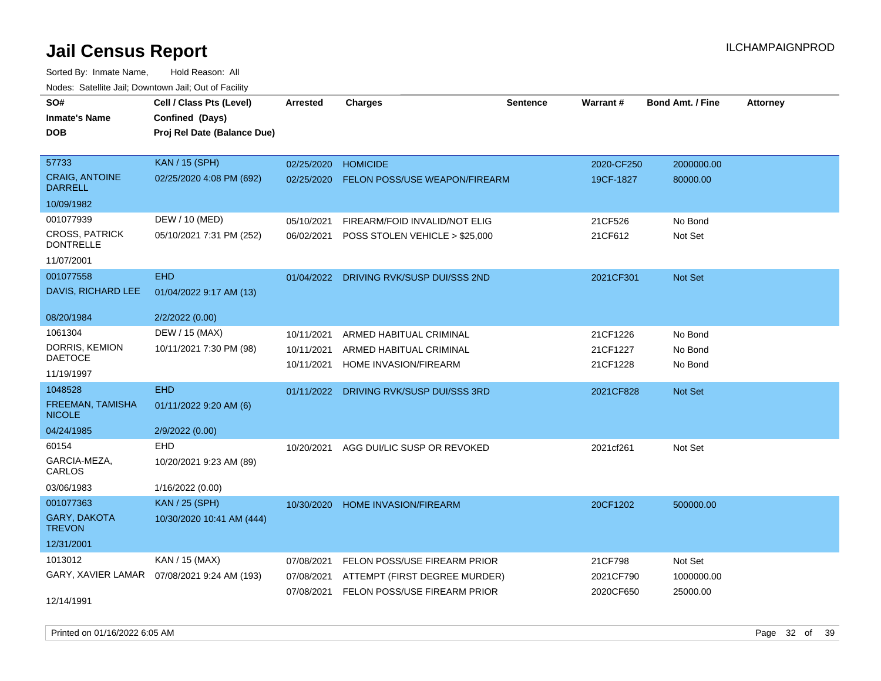# Jail Census Report

ILCHAMPAIGNPROD

Sorted By: Inmate Name, Hold Reason: All

Nodes: Satellite Jail; Downtown Jail; Out of Facility

| SO# / Inmate's Name / DOB | Cell / Class Pts (Level) / Confined (Days) / Proj Rel Date (Balance Due) | Arrested | Charges | Sentence | Warrant # | Bond Amt. / Fine | Attorney |
|---|---|---|---|---|---|---|---|
| 57733 CRAIG, ANTOINE DARRELL 10/09/1982 | KAN / 15 (SPH) 02/25/2020 4:08 PM (692) | 02/25/2020 | HOMICIDE | | 2020-CF250 | 2000000.00 | |
| | | 02/25/2020 | FELON POSS/USE WEAPON/FIREARM | | 19CF-1827 | 80000.00 | |
| 001077939 CROSS, PATRICK DONTRELLE 11/07/2001 | DEW / 10 (MED) 05/10/2021 7:31 PM (252) | 05/10/2021 | FIREARM/FOID INVALID/NOT ELIG | | 21CF526 | No Bond | |
| | | 06/02/2021 | POSS STOLEN VEHICLE > $25,000 | | 21CF612 | Not Set | |
| 001077558 DAVIS, RICHARD LEE 08/20/1984 | EHD 01/04/2022 9:17 AM (13) 2/2/2022 (0.00) | 01/04/2022 | DRIVING RVK/SUSP DUI/SSS 2ND | | 2021CF301 | Not Set | |
| 1061304 DORRIS, KEMION DAETOCE 11/19/1997 | DEW / 15 (MAX) 10/11/2021 7:30 PM (98) | 10/11/2021 | ARMED HABITUAL CRIMINAL | | 21CF1226 | No Bond | |
| | | 10/11/2021 | ARMED HABITUAL CRIMINAL | | 21CF1227 | No Bond | |
| | | 10/11/2021 | HOME INVASION/FIREARM | | 21CF1228 | No Bond | |
| 1048528 FREEMAN, TAMISHA NICOLE 04/24/1985 | EHD 01/11/2022 9:20 AM (6) 2/9/2022 (0.00) | 01/11/2022 | DRIVING RVK/SUSP DUI/SSS 3RD | | 2021CF828 | Not Set | |
| 60154 GARCIA-MEZA, CARLOS 03/06/1983 | EHD 10/20/2021 9:23 AM (89) 1/16/2022 (0.00) | 10/20/2021 | AGG DUI/LIC SUSP OR REVOKED | | 2021cf261 | Not Set | |
| 001077363 GARY, DAKOTA TREVON 12/31/2001 | KAN / 25 (SPH) 10/30/2020 10:41 AM (444) | 10/30/2020 | HOME INVASION/FIREARM | | 20CF1202 | 500000.00 | |
| 1013012 GARY, XAVIER LAMAR 12/14/1991 | KAN / 15 (MAX) 07/08/2021 9:24 AM (193) | 07/08/2021 | FELON POSS/USE FIREARM PRIOR | | 21CF798 | Not Set | |
| | | 07/08/2021 | ATTEMPT (FIRST DEGREE MURDER) | | 2021CF790 | 1000000.00 | |
| | | 07/08/2021 | FELON POSS/USE FIREARM PRIOR | | 2020CF650 | 25000.00 | |

Printed on 01/16/2022 6:05 AM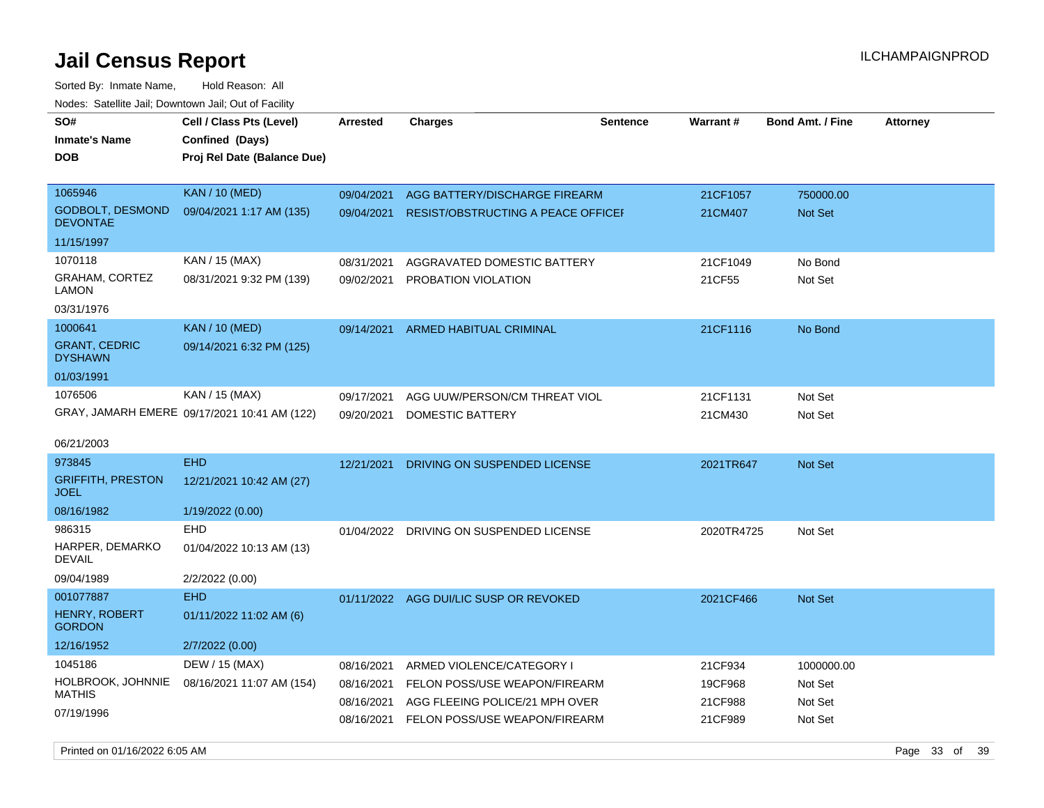# Jail Census Report

Sorted By: Inmate Name, Hold Reason: All

Nodes: Satellite Jail; Downtown Jail; Out of Facility

| SO# / Inmate's Name / DOB | Cell / Class Pts (Level) / Confined (Days) / Proj Rel Date (Balance Due) | Arrested | Charges | Sentence | Warrant # | Bond Amt. / Fine | Attorney |
|---|---|---|---|---|---|---|---|
| 1065946 GODBOLT, DESMOND DEVONTAE 11/15/1997 | KAN / 10 (MED) 09/04/2021 1:17 AM (135) | 09/04/2021 | AGG BATTERY/DISCHARGE FIREARM | | 21CF1057 | 750000.00 | |
| | | 09/04/2021 | RESIST/OBSTRUCTING A PEACE OFFICEI | | 21CM407 | Not Set | |
| 1070118 GRAHAM, CORTEZ LAMON 03/31/1976 | KAN / 15 (MAX) 08/31/2021 9:32 PM (139) | 08/31/2021 | AGGRAVATED DOMESTIC BATTERY | | 21CF1049 | No Bond | |
| | | 09/02/2021 | PROBATION VIOLATION | | 21CF55 | Not Set | |
| 1000641 GRANT, CEDRIC DYSHAWN 01/03/1991 | KAN / 10 (MED) 09/14/2021 6:32 PM (125) | 09/14/2021 | ARMED HABITUAL CRIMINAL | | 21CF1116 | No Bond | |
| 1076506 GRAY, JAMARH EMERE 06/21/2003 | KAN / 15 (MAX) 09/17/2021 10:41 AM (122) | 09/17/2021 | AGG UUW/PERSON/CM THREAT VIOL | | 21CF1131 | Not Set | |
| | | 09/20/2021 | DOMESTIC BATTERY | | 21CM430 | Not Set | |
| 973845 GRIFFITH, PRESTON JOEL 08/16/1982 | EHD 12/21/2021 10:42 AM (27) 1/19/2022 (0.00) | 12/21/2021 | DRIVING ON SUSPENDED LICENSE | | 2021TR647 | Not Set | |
| 986315 HARPER, DEMARKO DEVAIL 09/04/1989 | EHD 01/04/2022 10:13 AM (13) 2/2/2022 (0.00) | 01/04/2022 | DRIVING ON SUSPENDED LICENSE | | 2020TR4725 | Not Set | |
| 001077887 HENRY, ROBERT GORDON 12/16/1952 | EHD 01/11/2022 11:02 AM (6) 2/7/2022 (0.00) | 01/11/2022 | AGG DUI/LIC SUSP OR REVOKED | | 2021CF466 | Not Set | |
| 1045186 HOLBROOK, JOHNNIE MATHIS 07/19/1996 | DEW / 15 (MAX) 08/16/2021 11:07 AM (154) | 08/16/2021 | ARMED VIOLENCE/CATEGORY I | | 21CF934 | 1000000.00 | |
| | | 08/16/2021 | FELON POSS/USE WEAPON/FIREARM | | 19CF968 | Not Set | |
| | | 08/16/2021 | AGG FLEEING POLICE/21 MPH OVER | | 21CF988 | Not Set | |
| | | 08/16/2021 | FELON POSS/USE WEAPON/FIREARM | | 21CF989 | Not Set | |

Printed on 01/16/2022 6:05 AM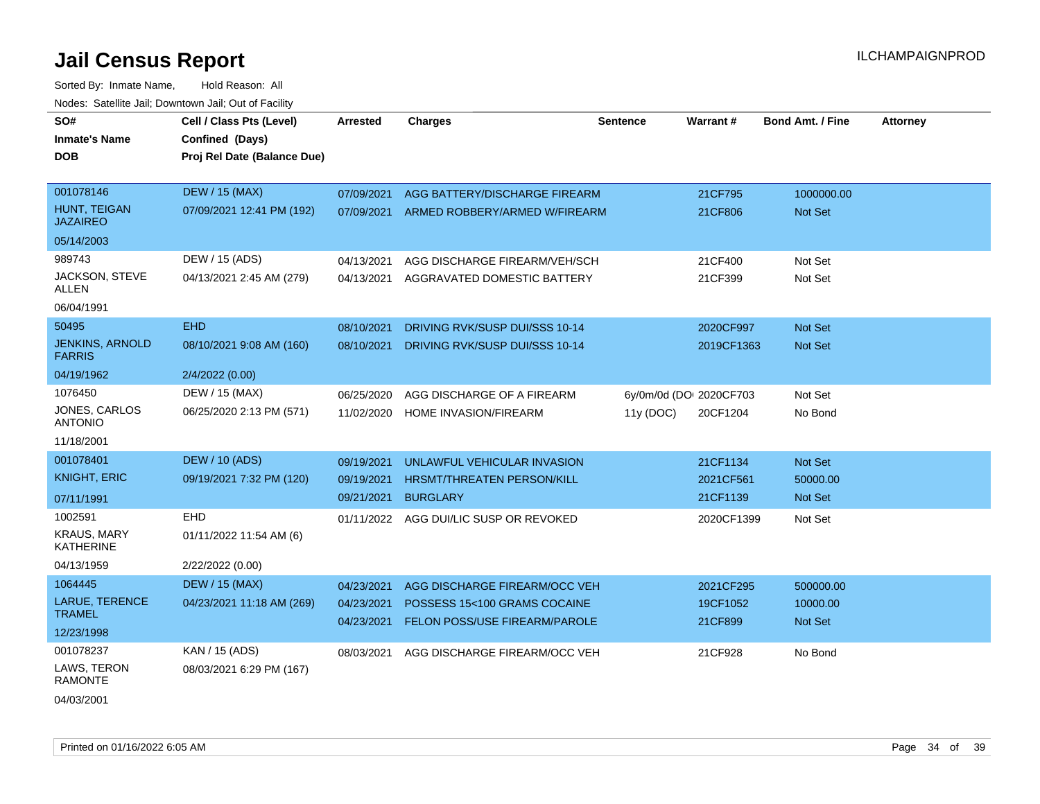# Jail Census Report

Sorted By: Inmate Name, Hold Reason: All

Nodes: Satellite Jail; Downtown Jail; Out of Facility

| SO# / Inmate's Name / DOB | Cell / Class Pts (Level) / Confined (Days) / Proj Rel Date (Balance Due) | Arrested | Charges | Sentence | Warrant # | Bond Amt. / Fine | Attorney |
|---|---|---|---|---|---|---|---|
| 001078146<br>HUNT, TEIGAN JAZAIREO<br>05/14/2003 | DEW / 15 (MAX)<br>07/09/2021 12:41 PM (192) | 07/09/2021 | AGG BATTERY/DISCHARGE FIREARM | | 21CF795 | 1000000.00 | |
| | | 07/09/2021 | ARMED ROBBERY/ARMED W/FIREARM | | 21CF806 | Not Set | |
| 989743<br>JACKSON, STEVE ALLEN<br>06/04/1991 | DEW / 15 (ADS)<br>04/13/2021 2:45 AM (279) | 04/13/2021 | AGG DISCHARGE FIREARM/VEH/SCH | | 21CF400 | Not Set | |
| | | 04/13/2021 | AGGRAVATED DOMESTIC BATTERY | | 21CF399 | Not Set | |
| 50495<br>JENKINS, ARNOLD FARRIS<br>04/19/1962 | EHD<br>08/10/2021 9:08 AM (160)<br>2/4/2022 (0.00) | 08/10/2021 | DRIVING RVK/SUSP DUI/SSS 10-14 | | 2020CF997 | Not Set | |
| | | 08/10/2021 | DRIVING RVK/SUSP DUI/SSS 10-14 | | 2019CF1363 | Not Set | |
| 1076450<br>JONES, CARLOS ANTONIO<br>11/18/2001 | DEW / 15 (MAX)<br>06/25/2020 2:13 PM (571) | 06/25/2020 | AGG DISCHARGE OF A FIREARM | 6y/0m/0d (DO | 2020CF703 | Not Set | |
| | | 11/02/2020 | HOME INVASION/FIREARM | 11y (DOC) | 20CF1204 | No Bond | |
| 001078401<br>KNIGHT, ERIC<br>07/11/1991 | DEW / 10 (ADS)<br>09/19/2021 7:32 PM (120) | 09/19/2021 | UNLAWFUL VEHICULAR INVASION | | 21CF1134 | Not Set | |
| | | 09/19/2021 | HRSMT/THREATEN PERSON/KILL | | 2021CF561 | 50000.00 | |
| | | 09/21/2021 | BURGLARY | | 21CF1139 | Not Set | |
| 1002591<br>KRAUS, MARY KATHERINE<br>04/13/1959 | EHD<br>01/11/2022 11:54 AM (6)<br>2/22/2022 (0.00) | 01/11/2022 | AGG DUI/LIC SUSP OR REVOKED | | 2020CF1399 | Not Set | |
| 1064445<br>LARUE, TERENCE TRAMEL<br>12/23/1998 | DEW / 15 (MAX)<br>04/23/2021 11:18 AM (269) | 04/23/2021 | AGG DISCHARGE FIREARM/OCC VEH | | 2021CF295 | 500000.00 | |
| | | 04/23/2021 | POSSESS 15<100 GRAMS COCAINE | | 19CF1052 | 10000.00 | |
| | | 04/23/2021 | FELON POSS/USE FIREARM/PAROLE | | 21CF899 | Not Set | |
| 001078237<br>LAWS, TERON RAMONTE<br>04/03/2001 | KAN / 15 (ADS)<br>08/03/2021 6:29 PM (167) | 08/03/2021 | AGG DISCHARGE FIREARM/OCC VEH | | 21CF928 | No Bond | |

Printed on 01/16/2022 6:05 AM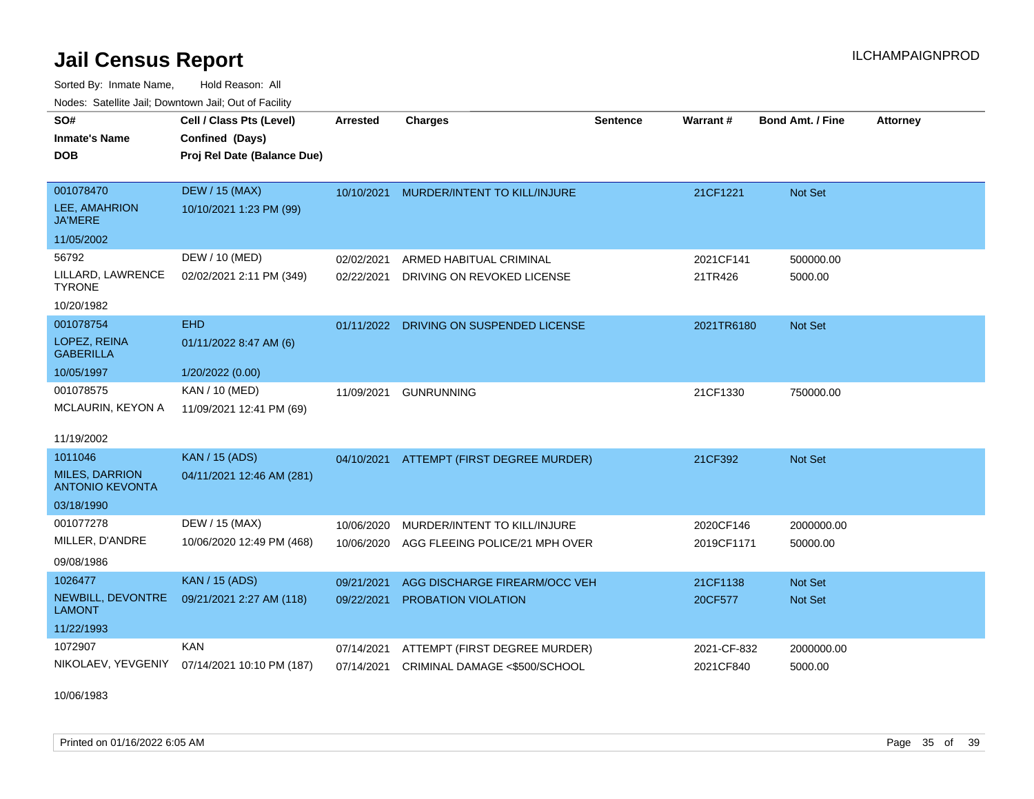# Jail Census Report

ILCHAMPAIGNPROD

Sorted By: Inmate Name, Hold Reason: All

Nodes: Satellite Jail; Downtown Jail; Out of Facility

| SO# / Inmate's Name / DOB | Cell / Class Pts (Level) / Confined (Days) / Proj Rel Date (Balance Due) | Arrested | Charges | Sentence | Warrant # | Bond Amt. / Fine | Attorney |
|---|---|---|---|---|---|---|---|
| 001078470<br>LEE, AMAHRION JA'MERE<br>11/05/2002 | DEW / 15 (MAX)<br>10/10/2021 1:23 PM (99) | 10/10/2021 | MURDER/INTENT TO KILL/INJURE | | 21CF1221 | Not Set | |
| 56792<br>LILLARD, LAWRENCE TYRONE<br>10/20/1982 | DEW / 10 (MED)<br>02/02/2021 2:11 PM (349) | 02/02/2021<br>02/22/2021 | ARMED HABITUAL CRIMINAL<br>DRIVING ON REVOKED LICENSE | | 2021CF141<br>21TR426 | 500000.00<br>5000.00 | |
| 001078754<br>LOPEZ, REINA GABERILLA<br>10/05/1997 | EHD<br>01/11/2022 8:47 AM (6)<br>1/20/2022 (0.00) | 01/11/2022 | DRIVING ON SUSPENDED LICENSE | | 2021TR6180 | Not Set | |
| 001078575<br>MCLAURIN, KEYON A<br>11/19/2002 | KAN / 10 (MED)<br>11/09/2021 12:41 PM (69) | 11/09/2021 | GUNRUNNING | | 21CF1330 | 750000.00 | |
| 1011046<br>MILES, DARRION ANTONIO KEVONTA<br>03/18/1990 | KAN / 15 (ADS)<br>04/11/2021 12:46 AM (281) | 04/10/2021 | ATTEMPT (FIRST DEGREE MURDER) | | 21CF392 | Not Set | |
| 001077278<br>MILLER, D'ANDRE<br>09/08/1986 | DEW / 15 (MAX)<br>10/06/2020 12:49 PM (468) | 10/06/2020<br>10/06/2020 | MURDER/INTENT TO KILL/INJURE<br>AGG FLEEING POLICE/21 MPH OVER | | 2020CF146<br>2019CF1171 | 2000000.00<br>50000.00 | |
| 1026477<br>NEWBILL, DEVONTRE LAMONT<br>11/22/1993 | KAN / 15 (ADS)<br>09/21/2021 2:27 AM (118) | 09/21/2021<br>09/22/2021 | AGG DISCHARGE FIREARM/OCC VEH<br>PROBATION VIOLATION | | 21CF1138<br>20CF577 | Not Set<br>Not Set | |
| 1072907<br>NIKOLAEV, YEVGENIY<br>10/06/1983 | KAN<br>07/14/2021 10:10 PM (187) | 07/14/2021<br>07/14/2021 | ATTEMPT (FIRST DEGREE MURDER)<br>CRIMINAL DAMAGE <$500/SCHOOL | | 2021-CF-832<br>2021CF840 | 2000000.00<br>5000.00 | |

Printed on 01/16/2022 6:05 AM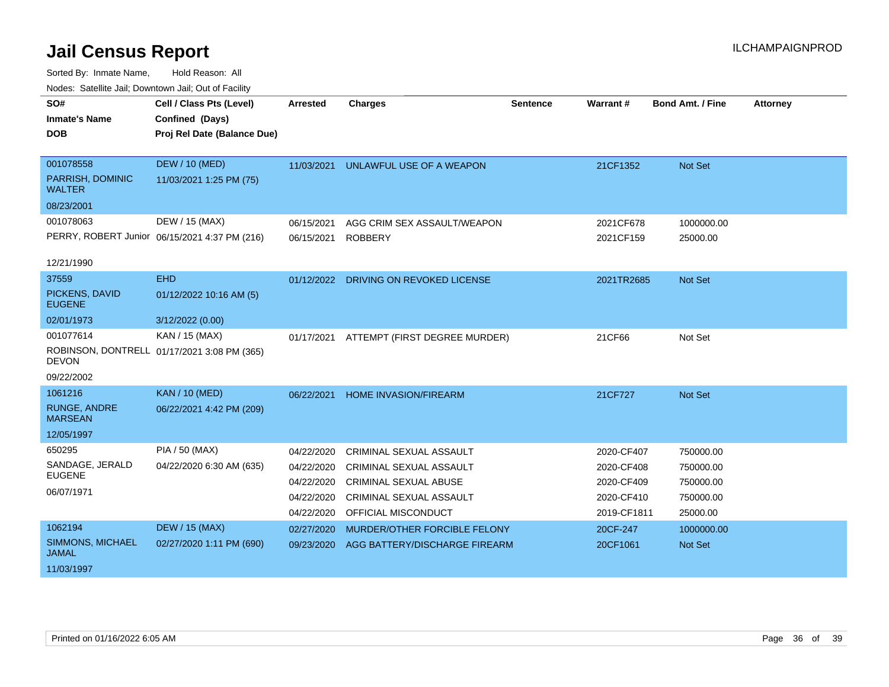# Jail Census Report

ILCHAMPAIGNPROD

Sorted By: Inmate Name, Hold Reason: All

Nodes: Satellite Jail; Downtown Jail; Out of Facility

| SO# / Inmate's Name / DOB | Cell / Class Pts (Level) / Confined (Days) / Proj Rel Date (Balance Due) | Arrested | Charges | Sentence | Warrant # | Bond Amt. / Fine | Attorney |
|---|---|---|---|---|---|---|---|
| 001078558<br>PARRISH, DOMINIC WALTER<br>08/23/2001 | DEW / 10 (MED)<br>11/03/2021 1:25 PM (75) | 11/03/2021 | UNLAWFUL USE OF A WEAPON | | 21CF1352 | Not Set | |
| 001078063<br>PERRY, ROBERT Junior<br>12/21/1990 | DEW / 15 (MAX)<br>06/15/2021 4:37 PM (216) | 06/15/2021 | AGG CRIM SEX ASSAULT/WEAPON | | 2021CF678 | 1000000.00 | |
| | | 06/15/2021 | ROBBERY | | 2021CF159 | 25000.00 | |
| 37559<br>PICKENS, DAVID EUGENE<br>02/01/1973 | EHD<br>01/12/2022 10:16 AM (5)<br>3/12/2022 (0.00) | 01/12/2022 | DRIVING ON REVOKED LICENSE | | 2021TR2685 | Not Set | |
| 001077614<br>ROBINSON, DONTRELL DEVON<br>09/22/2002 | KAN / 15 (MAX)<br>01/17/2021 3:08 PM (365) | 01/17/2021 | ATTEMPT (FIRST DEGREE MURDER) | | 21CF66 | Not Set | |
| 1061216<br>RUNGE, ANDRE MARSEAN<br>12/05/1997 | KAN / 10 (MED)<br>06/22/2021 4:42 PM (209) | 06/22/2021 | HOME INVASION/FIREARM | | 21CF727 | Not Set | |
| 650295<br>SANDAGE, JERALD EUGENE<br>06/07/1971 | PIA / 50 (MAX)<br>04/22/2020 6:30 AM (635) | 04/22/2020 | CRIMINAL SEXUAL ASSAULT | | 2020-CF407 | 750000.00 | |
| | | 04/22/2020 | CRIMINAL SEXUAL ASSAULT | | 2020-CF408 | 750000.00 | |
| | | 04/22/2020 | CRIMINAL SEXUAL ABUSE | | 2020-CF409 | 750000.00 | |
| | | 04/22/2020 | CRIMINAL SEXUAL ASSAULT | | 2020-CF410 | 750000.00 | |
| | | 04/22/2020 | OFFICIAL MISCONDUCT | | 2019-CF1811 | 25000.00 | |
| 1062194<br>SIMMONS, MICHAEL JAMAL<br>11/03/1997 | DEW / 15 (MAX)<br>02/27/2020 1:11 PM (690) | 02/27/2020 | MURDER/OTHER FORCIBLE FELONY | | 20CF-247 | 1000000.00 | |
| | | 09/23/2020 | AGG BATTERY/DISCHARGE FIREARM | | 20CF1061 | Not Set | |

Printed on 01/16/2022 6:05 AM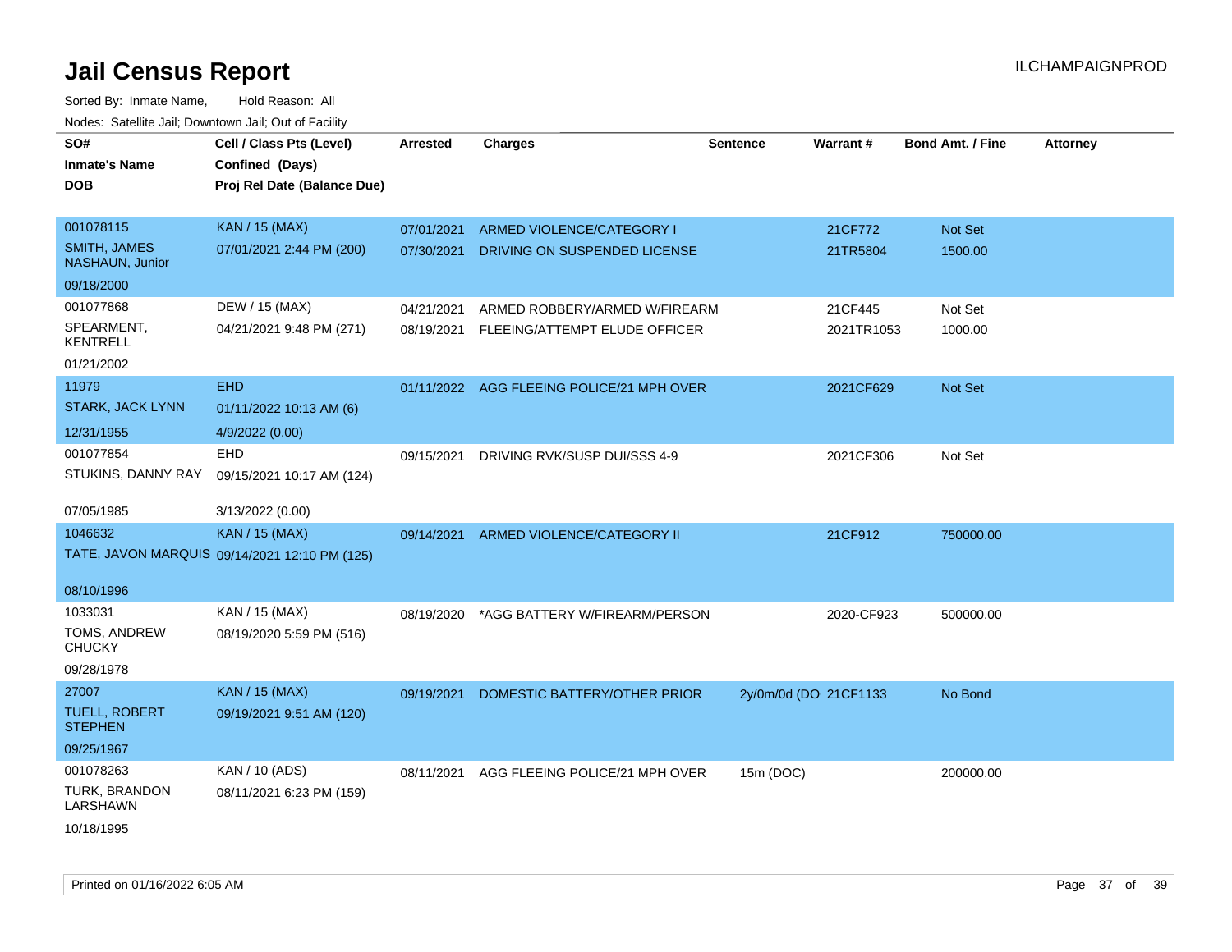# Jail Census Report

Sorted By: Inmate Name, Hold Reason: All

Nodes: Satellite Jail; Downtown Jail; Out of Facility

| SO# / Inmate's Name / DOB | Cell / Class Pts (Level) / Confined (Days) / Proj Rel Date (Balance Due) | Arrested | Charges | Sentence | Warrant # | Bond Amt. / Fine | Attorney |
|---|---|---|---|---|---|---|---|
| 001078115<br>SMITH, JAMES NASHAUN, Junior<br>09/18/2000 | KAN / 15 (MAX)<br>07/01/2021 2:44 PM (200) | 07/01/2021 | ARMED VIOLENCE/CATEGORY I | | 21CF772 | Not Set | |
| | | 07/30/2021 | DRIVING ON SUSPENDED LICENSE | | 21TR5804 | 1500.00 | |
| 001077868<br>SPEARMENT, KENTRELL<br>01/21/2002 | DEW / 15 (MAX)<br>04/21/2021 9:48 PM (271) | 04/21/2021 | ARMED ROBBERY/ARMED W/FIREARM | | 21CF445 | Not Set | |
| | | 08/19/2021 | FLEEING/ATTEMPT ELUDE OFFICER | | 2021TR1053 | 1000.00 | |
| 11979<br>STARK, JACK LYNN<br>12/31/1955 | EHD<br>01/11/2022 10:13 AM (6)<br>4/9/2022 (0.00) | 01/11/2022 | AGG FLEEING POLICE/21 MPH OVER | | 2021CF629 | Not Set | |
| 001077854<br>STUKINS, DANNY RAY<br>07/05/1985 | EHD<br>09/15/2021 10:17 AM (124)<br>3/13/2022 (0.00) | 09/15/2021 | DRIVING RVK/SUSP DUI/SSS 4-9 | | 2021CF306 | Not Set | |
| 1046632<br>TATE, JAVON MARQUIS<br>08/10/1996 | KAN / 15 (MAX)<br>09/14/2021 12:10 PM (125) | 09/14/2021 | ARMED VIOLENCE/CATEGORY II | | 21CF912 | 750000.00 | |
| 1033031<br>TOMS, ANDREW CHUCKY<br>09/28/1978 | KAN / 15 (MAX)<br>08/19/2020 5:59 PM (516) | 08/19/2020 | *AGG BATTERY W/FIREARM/PERSON | | 2020-CF923 | 500000.00 | |
| 27007<br>TUELL, ROBERT STEPHEN<br>09/25/1967 | KAN / 15 (MAX)<br>09/19/2021 9:51 AM (120) | 09/19/2021 | DOMESTIC BATTERY/OTHER PRIOR | 2y/0m/0d (DO | 21CF1133 | No Bond | |
| 001078263<br>TURK, BRANDON LARSHAWN<br>10/18/1995 | KAN / 10 (ADS)<br>08/11/2021 6:23 PM (159) | 08/11/2021 | AGG FLEEING POLICE/21 MPH OVER | 15m (DOC) | | 200000.00 | |

Printed on 01/16/2022 6:05 AM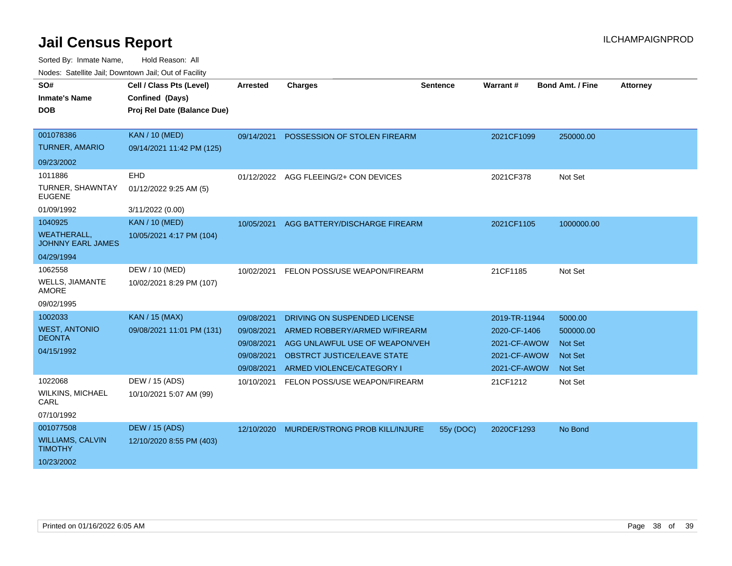# Jail Census Report

ILCHAMPAIGNPROD

Sorted By: Inmate Name, Hold Reason: All

Nodes: Satellite Jail; Downtown Jail; Out of Facility

| SO# / Inmate's Name / DOB | Cell / Class Pts (Level) / Confined (Days) / Proj Rel Date (Balance Due) | Arrested | Charges | Sentence | Warrant # | Bond Amt. / Fine | Attorney |
|---|---|---|---|---|---|---|---|
| 001078386<br>TURNER, AMARIO<br>09/23/2002 | KAN / 10 (MED)<br>09/14/2021 11:42 PM (125) | 09/14/2021 | POSSESSION OF STOLEN FIREARM | | 2021CF1099 | 250000.00 | |
| 1011886<br>TURNER, SHAWNTAY EUGENE<br>01/09/1992 | EHD<br>01/12/2022 9:25 AM (5)<br>3/11/2022 (0.00) | 01/12/2022 | AGG FLEEING/2+ CON DEVICES | | 2021CF378 | Not Set | |
| 1040925<br>WEATHERALL, JOHNNY EARL JAMES<br>04/29/1994 | KAN / 10 (MED)<br>10/05/2021 4:17 PM (104) | 10/05/2021 | AGG BATTERY/DISCHARGE FIREARM | | 2021CF1105 | 1000000.00 | |
| 1062558<br>WELLS, JIAMANTE AMORE<br>09/02/1995 | DEW / 10 (MED)<br>10/02/2021 8:29 PM (107) | 10/02/2021 | FELON POSS/USE WEAPON/FIREARM | | 21CF1185 | Not Set | |
| 1002033<br>WEST, ANTONIO DEONTA<br>04/15/1992 | KAN / 15 (MAX)<br>09/08/2021 11:01 PM (131) | 09/08/2021 | DRIVING ON SUSPENDED LICENSE | | 2019-TR-11944 | 5000.00 | |
| | | 09/08/2021 | ARMED ROBBERY/ARMED W/FIREARM | | 2020-CF-1406 | 500000.00 | |
| | | 09/08/2021 | AGG UNLAWFUL USE OF WEAPON/VEH | | 2021-CF-AWOW | Not Set | |
| | | 09/08/2021 | OBSTRCT JUSTICE/LEAVE STATE | | 2021-CF-AWOW | Not Set | |
| | | 09/08/2021 | ARMED VIOLENCE/CATEGORY I | | 2021-CF-AWOW | Not Set | |
| 1022068<br>WILKINS, MICHAEL CARL<br>07/10/1992 | DEW / 15 (ADS)<br>10/10/2021 5:07 AM (99) | 10/10/2021 | FELON POSS/USE WEAPON/FIREARM | | 21CF1212 | Not Set | |
| 001077508<br>WILLIAMS, CALVIN TIMOTHY<br>10/23/2002 | DEW / 15 (ADS)<br>12/10/2020 8:55 PM (403) | 12/10/2020 | MURDER/STRONG PROB KILL/INJURE | 55y (DOC) | 2020CF1293 | No Bond | |

Printed on 01/16/2022 6:05 AM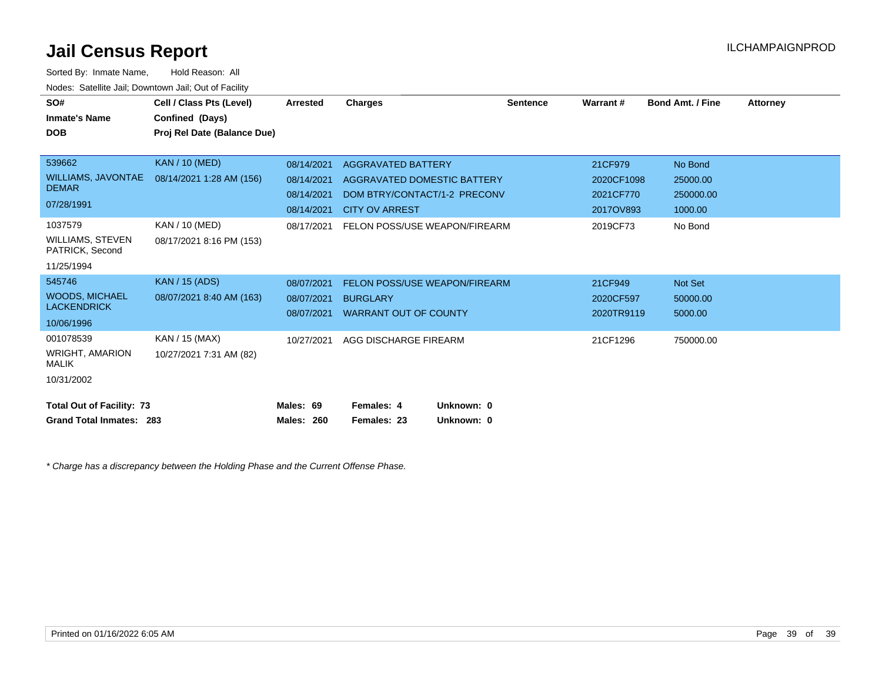# Jail Census Report

ILCHAMPAIGNPROD

Sorted By: Inmate Name, Hold Reason: All

Nodes: Satellite Jail; Downtown Jail; Out of Facility

| SO# / Inmate's Name / DOB | Cell / Class Pts (Level) / Confined (Days) / Proj Rel Date (Balance Due) | Arrested | Charges | Sentence | Warrant # | Bond Amt. / Fine | Attorney |
|---|---|---|---|---|---|---|---|
| 539662 | KAN / 10 (MED) | 08/14/2021 | AGGRAVATED BATTERY | | 21CF979 | No Bond | |
| WILLIAMS, JAVONTAE DEMAR | 08/14/2021 1:28 AM (156) | 08/14/2021 | AGGRAVATED DOMESTIC BATTERY | | 2020CF1098 | 25000.00 | |
| 07/28/1991 | | 08/14/2021 | DOM BTRY/CONTACT/1-2 PRECONV | | 2021CF770 | 250000.00 | |
| | | 08/14/2021 | CITY OV ARREST | | 2017OV893 | 1000.00 | |
| 1037579 | KAN / 10 (MED) | 08/17/2021 | FELON POSS/USE WEAPON/FIREARM | | 2019CF73 | No Bond | |
| WILLIAMS, STEVEN PATRICK, Second | 08/17/2021 8:16 PM (153) | | | | | | |
| 11/25/1994 | | | | | | | |
| 545746 | KAN / 15 (ADS) | 08/07/2021 | FELON POSS/USE WEAPON/FIREARM | | 21CF949 | Not Set | |
| WOODS, MICHAEL LACKENDRICK | 08/07/2021 8:40 AM (163) | 08/07/2021 | BURGLARY | | 2020CF597 | 50000.00 | |
| 10/06/1996 | | 08/07/2021 | WARRANT OUT OF COUNTY | | 2020TR9119 | 5000.00 | |
| 001078539 | KAN / 15 (MAX) | 10/27/2021 | AGG DISCHARGE FIREARM | | 21CF1296 | 750000.00 | |
| WRIGHT, AMARION MALIK | 10/27/2021 7:31 AM (82) | | | | | | |
| 10/31/2002 | | | | | | | |

| | | | |
|---|---|---|---|
| **Total Out of Facility: 73** | **Males: 69** | **Females: 4** | **Unknown: 0** |
| **Grand Total Inmates: 283** | **Males: 260** | **Females: 23** | **Unknown: 0** |

*\* Charge has a discrepancy between the Holding Phase and the Current Offense Phase.*

Printed on 01/16/2022 6:05 AM